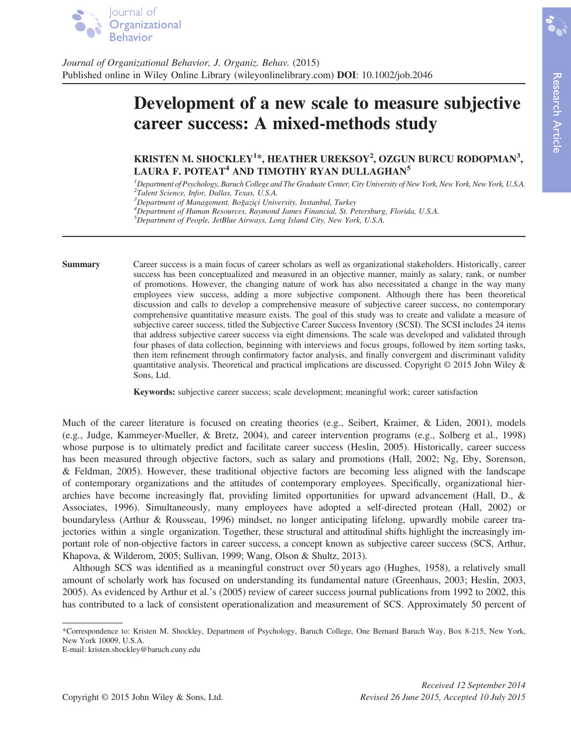Journal of Organizational Behavior, J. Organiz. Behav. (2015)
Published online in Wiley Online Library (wileyonlinelibrary.com) **DOI**: 10.1002/job.2046

# Development of a new scale to measure subjective career success: A mixed-methods study

**KRISTEN M. SHOCKLEY[1]*, HEATHER UREKSOY[2], OZGUN BURCU RODOPMAN[3], LAURA F. POTEAT[4] AND TIMOTHY RYAN DULLAGHAN[5]**

[1]*Department of Psychology, Baruch College and The Graduate Center, City University of New York, New York, New York, U.S.A.*
[2]*Talent Science, Infor, Dallas, Texas, U.S.A.*
[3]*Department of Management, Boğaziçi University, Instanbul, Turkey*
[4]*Department of Human Resources, Raymond James Financial, St. Petersburg, Florida, U.S.A.*
[5]*Department of People, JetBlue Airways, Long Island City, New York, U.S.A.*

**Summary** Career success is a main focus of career scholars as well as organizational stakeholders. Historically, career success has been conceptualized and measured in an objective manner, mainly as salary, rank, or number of promotions. However, the changing nature of work has also necessitated a change in the way many employees view success, adding a more subjective component. Although there has been theoretical discussion and calls to develop a comprehensive measure of subjective career success, no contemporary comprehensive quantitative measure exists. The goal of this study was to create and validate a measure of subjective career success, titled the Subjective Career Success Inventory (SCSI). The SCSI includes 24 items that address subjective career success via eight dimensions. The scale was developed and validated through four phases of data collection, beginning with interviews and focus groups, followed by item sorting tasks, then item refinement through confirmatory factor analysis, and finally convergent and discriminant validity quantitative analysis. Theoretical and practical implications are discussed. Copyright © 2015 John Wiley & Sons, Ltd.

**Keywords:** subjective career success; scale development; meaningful work; career satisfaction

Much of the career literature is focused on creating theories (e.g., Seibert, Kraimer, & Liden, 2001), models (e.g., Judge, Kammeyer-Mueller, & Bretz, 2004), and career intervention programs (e.g., Solberg et al., 1998) whose purpose is to ultimately predict and facilitate career success (Heslin, 2005). Historically, career success has been measured through objective factors, such as salary and promotions (Hall, 2002; Ng, Eby, Sorenson, & Feldman, 2005). However, these traditional objective factors are becoming less aligned with the landscape of contemporary organizations and the attitudes of contemporary employees. Specifically, organizational hierarchies have become increasingly flat, providing limited opportunities for upward advancement (Hall, D., & Associates, 1996). Simultaneously, many employees have adopted a self-directed protean (Hall, 2002) or boundaryless (Arthur & Rousseau, 1996) mindset, no longer anticipating lifelong, upwardly mobile career trajectories within a single organization. Together, these structural and attitudinal shifts highlight the increasingly important role of non-objective factors in career success, a concept known as subjective career success (SCS, Arthur, Khapova, & Wilderom, 2005; Sullivan, 1999; Wang, Olson & Shultz, 2013).

Although SCS was identified as a meaningful construct over 50 years ago (Hughes, 1958), a relatively small amount of scholarly work has focused on understanding its fundamental nature (Greenhaus, 2003; Heslin, 2003, 2005). As evidenced by Arthur et al.'s (2005) review of career success journal publications from 1992 to 2002, this has contributed to a lack of consistent operationalization and measurement of SCS. Approximately 50 percent of

*Correspondence to: Kristen M. Shockley, Department of Psychology, Baruch College, One Bernard Baruch Way, Box 8-215, New York, New York 10009, U.S.A.
E-mail: kristen.shockley@baruch.cuny.edu

Copyright © 2015 John Wiley & Sons, Ltd.

*Received 12 September 2014*
*Revised 26 June 2015, Accepted 10 July 2015*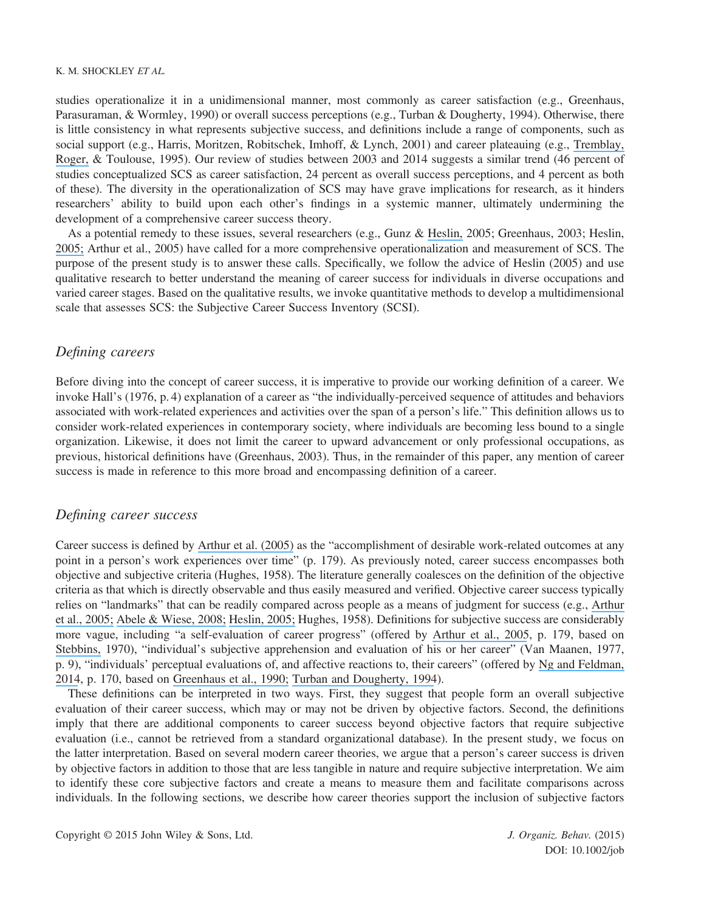studies operationalize it in a unidimensional manner, most commonly as career satisfaction (e.g., Greenhaus, Parasuraman, & Wormley, 1990) or overall success perceptions (e.g., Turban & Dougherty, 1994). Otherwise, there is little consistency in what represents subjective success, and definitions include a range of components, such as social support (e.g., Harris, Moritzen, Robitschek, Imhoff, & Lynch, 2001) and career plateauing (e.g., Tremblay, Roger, & Toulouse, 1995). Our review of studies between 2003 and 2014 suggests a similar trend (46 percent of studies conceptualized SCS as career satisfaction, 24 percent as overall success perceptions, and 4 percent as both of these). The diversity in the operationalization of SCS may have grave implications for research, as it hinders researchers' ability to build upon each other's findings in a systemic manner, ultimately undermining the development of a comprehensive career success theory.

As a potential remedy to these issues, several researchers (e.g., Gunz & Heslin, 2005; Greenhaus, 2003; Heslin, 2005; Arthur et al., 2005) have called for a more comprehensive operationalization and measurement of SCS. The purpose of the present study is to answer these calls. Specifically, we follow the advice of Heslin (2005) and use qualitative research to better understand the meaning of career success for individuals in diverse occupations and varied career stages. Based on the qualitative results, we invoke quantitative methods to develop a multidimensional scale that assesses SCS: the Subjective Career Success Inventory (SCSI).

## *Defining careers*

Before diving into the concept of career success, it is imperative to provide our working definition of a career. We invoke Hall's (1976, p. 4) explanation of a career as "the individually-perceived sequence of attitudes and behaviors associated with work-related experiences and activities over the span of a person's life." This definition allows us to consider work-related experiences in contemporary society, where individuals are becoming less bound to a single organization. Likewise, it does not limit the career to upward advancement or only professional occupations, as previous, historical definitions have (Greenhaus, 2003). Thus, in the remainder of this paper, any mention of career success is made in reference to this more broad and encompassing definition of a career.

## *Defining career success*

Career success is defined by Arthur et al. (2005) as the "accomplishment of desirable work-related outcomes at any point in a person's work experiences over time" (p. 179). As previously noted, career success encompasses both objective and subjective criteria (Hughes, 1958). The literature generally coalesces on the definition of the objective criteria as that which is directly observable and thus easily measured and verified. Objective career success typically relies on "landmarks" that can be readily compared across people as a means of judgment for success (e.g., Arthur et al., 2005; Abele & Wiese, 2008; Heslin, 2005; Hughes, 1958). Definitions for subjective success are considerably more vague, including "a self-evaluation of career progress" (offered by Arthur et al., 2005, p. 179, based on Stebbins, 1970), "individual's subjective apprehension and evaluation of his or her career" (Van Maanen, 1977, p. 9), "individuals' perceptual evaluations of, and affective reactions to, their careers" (offered by Ng and Feldman, 2014, p. 170, based on Greenhaus et al., 1990; Turban and Dougherty, 1994).

These definitions can be interpreted in two ways. First, they suggest that people form an overall subjective evaluation of their career success, which may or may not be driven by objective factors. Second, the definitions imply that there are additional components to career success beyond objective factors that require subjective evaluation (i.e., cannot be retrieved from a standard organizational database). In the present study, we focus on the latter interpretation. Based on several modern career theories, we argue that a person's career success is driven by objective factors in addition to those that are less tangible in nature and require subjective interpretation. We aim to identify these core subjective factors and create a means to measure them and facilitate comparisons across individuals. In the following sections, we describe how career theories support the inclusion of subjective factors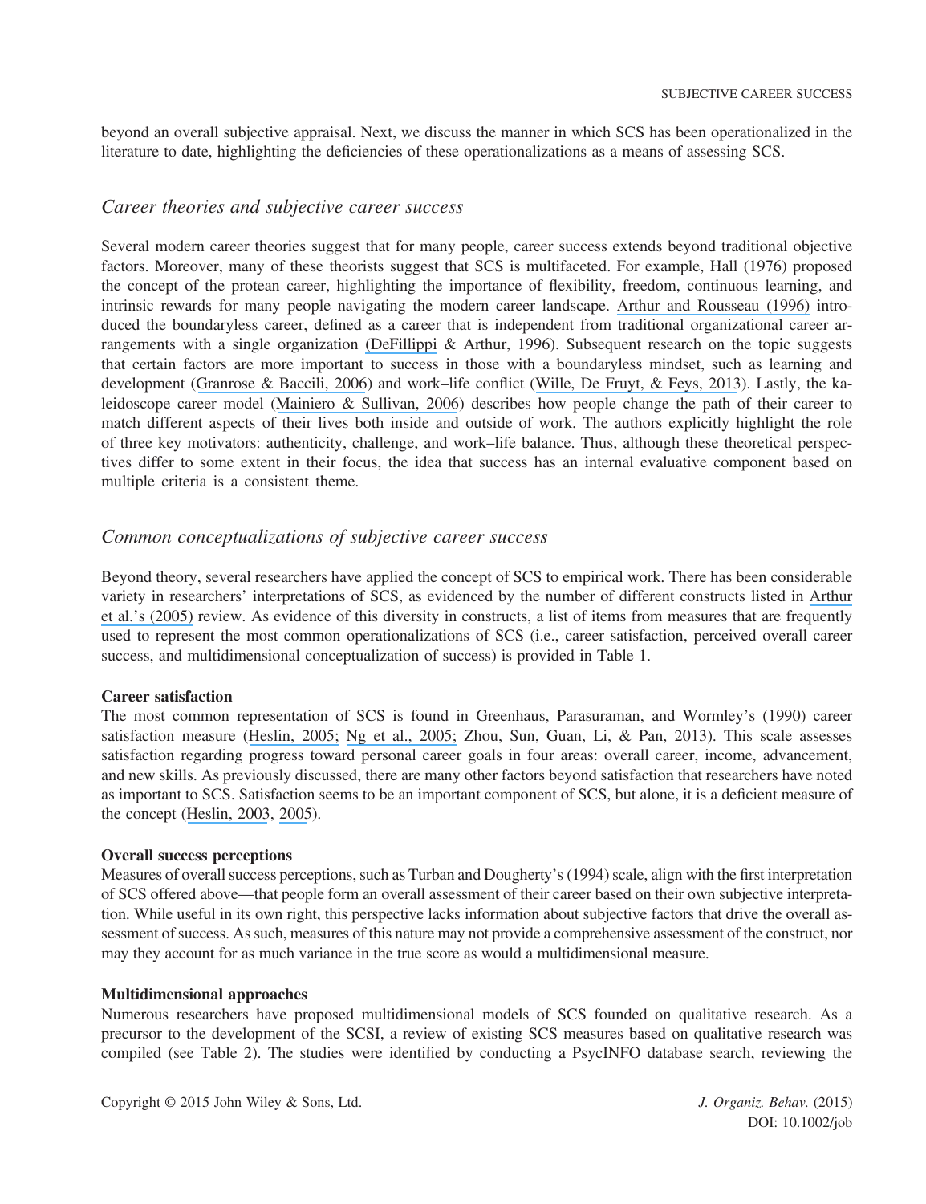beyond an overall subjective appraisal. Next, we discuss the manner in which SCS has been operationalized in the literature to date, highlighting the deficiencies of these operationalizations as a means of assessing SCS.

## *Career theories and subjective career success*

Several modern career theories suggest that for many people, career success extends beyond traditional objective factors. Moreover, many of these theorists suggest that SCS is multifaceted. For example, Hall (1976) proposed the concept of the protean career, highlighting the importance of flexibility, freedom, continuous learning, and intrinsic rewards for many people navigating the modern career landscape. Arthur and Rousseau (1996) introduced the boundaryless career, defined as a career that is independent from traditional organizational career arrangements with a single organization (DeFillippi & Arthur, 1996). Subsequent research on the topic suggests that certain factors are more important to success in those with a boundaryless mindset, such as learning and development (Granrose & Baccili, 2006) and work–life conflict (Wille, De Fruyt, & Feys, 2013). Lastly, the kaleidoscope career model (Mainiero & Sullivan, 2006) describes how people change the path of their career to match different aspects of their lives both inside and outside of work. The authors explicitly highlight the role of three key motivators: authenticity, challenge, and work–life balance. Thus, although these theoretical perspectives differ to some extent in their focus, the idea that success has an internal evaluative component based on multiple criteria is a consistent theme.

## *Common conceptualizations of subjective career success*

Beyond theory, several researchers have applied the concept of SCS to empirical work. There has been considerable variety in researchers' interpretations of SCS, as evidenced by the number of different constructs listed in Arthur et al.'s (2005) review. As evidence of this diversity in constructs, a list of items from measures that are frequently used to represent the most common operationalizations of SCS (i.e., career satisfaction, perceived overall career success, and multidimensional conceptualization of success) is provided in Table 1.

### Career satisfaction

The most common representation of SCS is found in Greenhaus, Parasuraman, and Wormley's (1990) career satisfaction measure (Heslin, 2005; Ng et al., 2005; Zhou, Sun, Guan, Li, & Pan, 2013). This scale assesses satisfaction regarding progress toward personal career goals in four areas: overall career, income, advancement, and new skills. As previously discussed, there are many other factors beyond satisfaction that researchers have noted as important to SCS. Satisfaction seems to be an important component of SCS, but alone, it is a deficient measure of the concept (Heslin, 2003, 2005).

### Overall success perceptions

Measures of overall success perceptions, such as Turban and Dougherty's (1994) scale, align with the first interpretation of SCS offered above—that people form an overall assessment of their career based on their own subjective interpretation. While useful in its own right, this perspective lacks information about subjective factors that drive the overall assessment of success. As such, measures of this nature may not provide a comprehensive assessment of the construct, nor may they account for as much variance in the true score as would a multidimensional measure.

### Multidimensional approaches

Numerous researchers have proposed multidimensional models of SCS founded on qualitative research. As a precursor to the development of the SCSI, a review of existing SCS measures based on qualitative research was compiled (see Table 2). The studies were identified by conducting a PsycINFO database search, reviewing the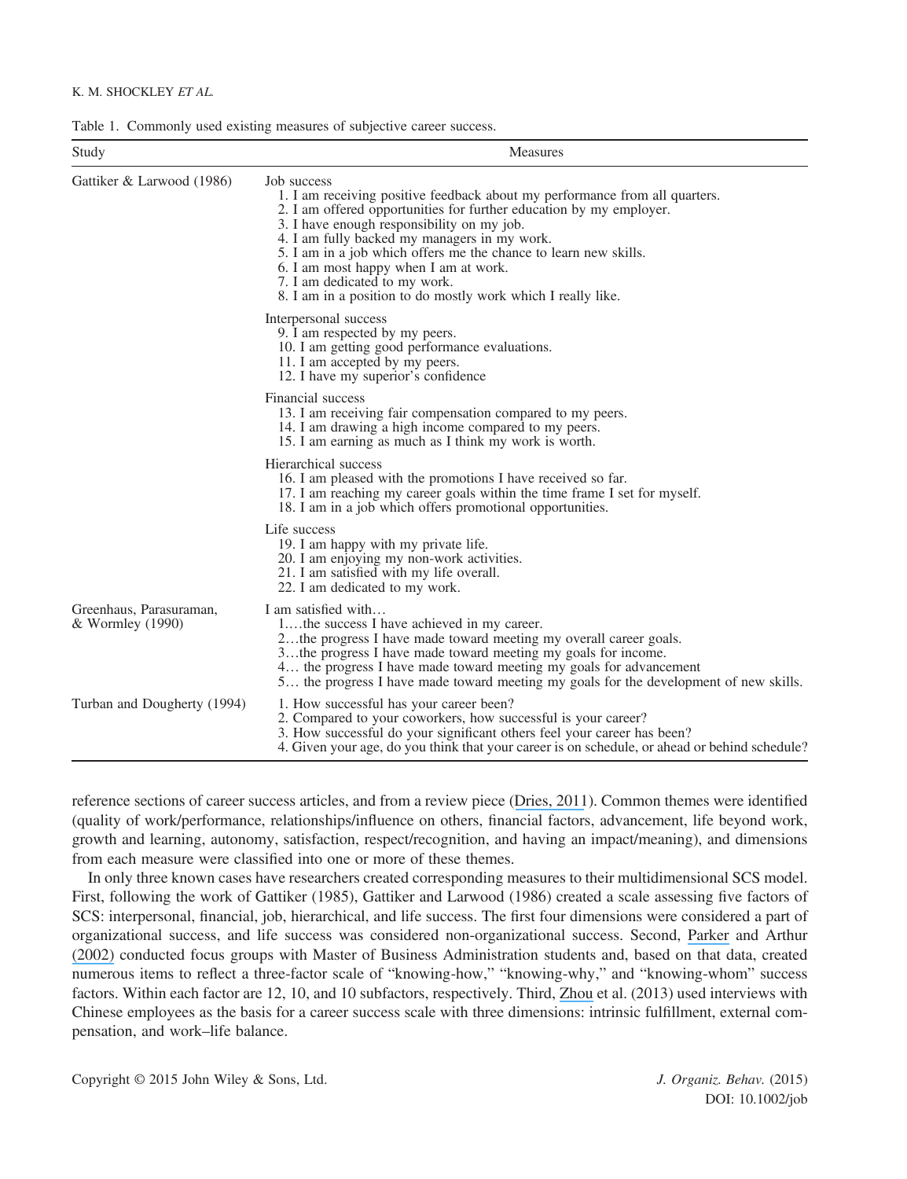Table 1. Commonly used existing measures of subjective career success.

| Study | Measures |
|---|---|
| Gattiker & Larwood (1986) | Job success<br>1. I am receiving positive feedback about my performance from all quarters.<br>2. I am offered opportunities for further education by my employer.<br>3. I have enough responsibility on my job.<br>4. I am fully backed my managers in my work.<br>5. I am in a job which offers me the chance to learn new skills.<br>6. I am most happy when I am at work.<br>7. I am dedicated to my work.<br>8. I am in a position to do mostly work which I really like. |
| | Interpersonal success<br>9. I am respected by my peers.<br>10. I am getting good performance evaluations.<br>11. I am accepted by my peers.<br>12. I have my superior's confidence |
| | Financial success<br>13. I am receiving fair compensation compared to my peers.<br>14. I am drawing a high income compared to my peers.<br>15. I am earning as much as I think my work is worth. |
| | Hierarchical success<br>16. I am pleased with the promotions I have received so far.<br>17. I am reaching my career goals within the time frame I set for myself.<br>18. I am in a job which offers promotional opportunities. |
| | Life success<br>19. I am happy with my private life.<br>20. I am enjoying my non-work activities.<br>21. I am satisfied with my life overall.<br>22. I am dedicated to my work. |
| Greenhaus, Parasuraman, & Wormley (1990) | I am satisfied with…<br>1.…the success I have achieved in my career.<br>2…the progress I have made toward meeting my overall career goals.<br>3…the progress I have made toward meeting my goals for income.<br>4… the progress I have made toward meeting my goals for advancement<br>5… the progress I have made toward meeting my goals for the development of new skills. |
| Turban and Dougherty (1994) | 1. How successful has your career been?<br>2. Compared to your coworkers, how successful is your career?<br>3. How successful do your significant others feel your career has been?<br>4. Given your age, do you think that your career is on schedule, or ahead or behind schedule? |

reference sections of career success articles, and from a review piece (Dries, 2011). Common themes were identified (quality of work/performance, relationships/influence on others, financial factors, advancement, life beyond work, growth and learning, autonomy, satisfaction, respect/recognition, and having an impact/meaning), and dimensions from each measure were classified into one or more of these themes.

In only three known cases have researchers created corresponding measures to their multidimensional SCS model. First, following the work of Gattiker (1985), Gattiker and Larwood (1986) created a scale assessing five factors of SCS: interpersonal, financial, job, hierarchical, and life success. The first four dimensions were considered a part of organizational success, and life success was considered non-organizational success. Second, Parker and Arthur (2002) conducted focus groups with Master of Business Administration students and, based on that data, created numerous items to reflect a three-factor scale of "knowing-how," "knowing-why," and "knowing-whom" success factors. Within each factor are 12, 10, and 10 subfactors, respectively. Third, Zhou et al. (2013) used interviews with Chinese employees as the basis for a career success scale with three dimensions: intrinsic fulfillment, external compensation, and work–life balance.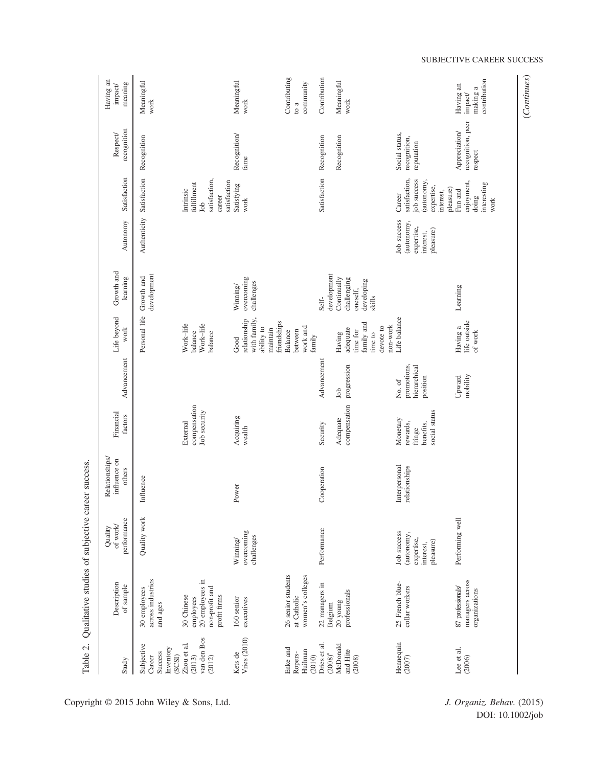Table 2. Qualitative studies of subjective career success.

| Study | Description of sample | Quality of work/ performance | Relationships/ influence on others | Financial factors | Advancement | Life beyond work | Growth and learning | Autonomy | Satisfaction | Respect/ recognition | Having an impact/ meaning |
|---|---|---|---|---|---|---|---|---|---|---|---|
| Subjective Career Success Inventory (SCSI) | 30 employees across industries and ages | Quality work | Influence | | | Personal life | Growth and development | Authenticity | Satisfaction | Recognition | Meaningful work |
| Zhou et al. (2013) | 30 Chinese employees | | | External compensation | | Work–life balance | | | Intrinsic fulfillment | | |
| van den Bos (2012) | 20 employees in non-profit and profit firms | | | Job security | | Work–life balance | | | Job satisfaction, career satisfaction | | |
| Kets de Vries (2010) | 160 senior executives | Winning/ overcoming challenges | Power | Acquiring wealth | | Good relationship with family, ability to maintain friendships | Winning/ overcoming challenges | | Satisfying work | Recognition/ fame | Meaningful work |
| Enke and Ropers-Huilman (2010) | 26 senior students at Catholic women's colleges | | | | | Balance between work and family | | | | | Contributing to a community |
| Dries et al. (2008)[a] | 22 managers in Belgium | Performance | Cooperation | Security | Advancement | | Self-development | | Satisfaction | Recognition | Contribution |
| McDonald and Hite (2008) | 20 young professionals | | | Adequate compensation | Job progression | Having adequate time for family and time to devote to non-work | Continually challenging oneself, developing skills | | | Recognition | Meaningful work |
| Hennequin (2007) | 25 French blue-collar workers | Job success (autonomy, expertise, interest, pleasure) | Interpersonal relationships | Monetary rewards, fringe benefits, social status | No. of promotions, hierarchical position | Life balance | | Job success (autonomy, expertise, interest, pleasure) | Career satisfaction, job success (autonomy, expertise, interest, pleasure) | Social status, recognition, reputation | |
| Lee et al. (2006) | 87 professionals/ managers across organizations | Performing well | | | Upward mobility | Having a life outside of work | Learning | | Fun and enjoyment, doing interesting work | Appreciation/ recognition, peer respect | Having an impact/ making a contribution |

(*Continues*)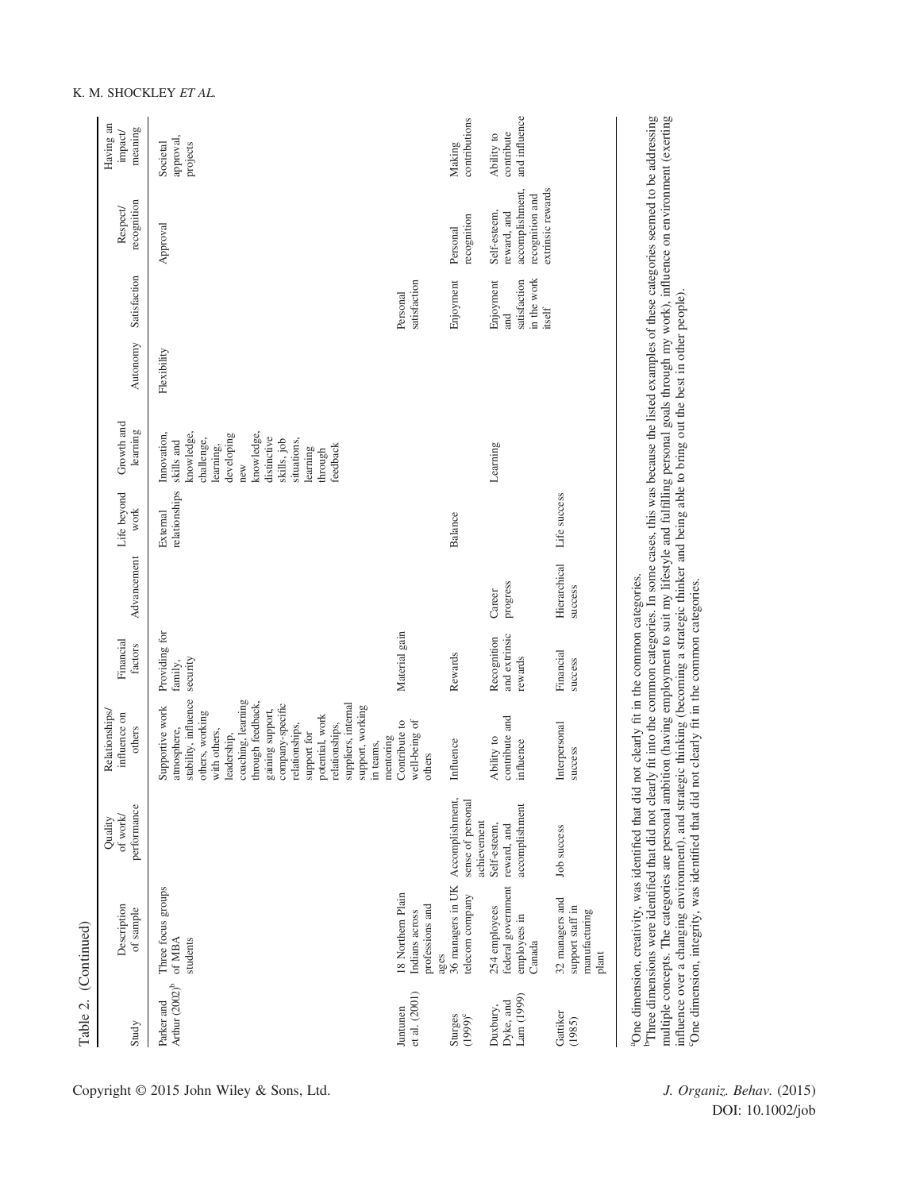Table 2. (Continued)

| Study | Description of sample | Quality of work/ performance | Relationships/ influence on others | Financial factors | Advancement | Life beyond work | Growth and learning | Autonomy | Satisfaction | Respect/ recognition | Having an impact/ meaning |
|---|---|---|---|---|---|---|---|---|---|---|---|
| Parker and Arthur (2002)[b] | Three focus groups of MBA students | | Supportive work atmosphere, stability, influence others, working with others, leadership, coaching, learning through feedback, gaining support, company-specific relationships, support for potential, work relationships, suppliers, internal support, working in teams, mentoring | Providing for family, security | | External relationships | Innovation, skills and knowledge, challenge, learning, developing new knowledge, distinctive skills, job situations, learning through feedback | Flexibility | | Approval | Societal approval, projects |
| Juntunen et al. (2001) | 18 Northern Plain Indians across professions and ages | | Contribute to well-being of others | Material gain | | | | | Personal satisfaction | | |
| Sturges (1999)[c] | 36 managers in UK telecom company | Accomplishment, sense of personal achievement | Influence | Rewards | | Balance | | | Enjoyment | Personal recognition | Making contributions |
| Duxbury, Dyke, and Lam (1999) | 254 employees federal government employees in Canada | Self-esteem, reward, and accomplishment | Ability to contribute and influence | Recognition and extrinsic rewards | Career progress | | Learning | | Enjoyment and satisfaction in the work itself | Self-esteem, reward, and accomplishment, recognition and extrinsic rewards | Ability to contribute and influence |
| Gattiker (1985) | 32 managers and support staff in manufacturing plant | Job success | Interpersonal success | Financial success | Hierarchical success | Life success | | | | | |

[a]One dimension, creativity, was identified that did not clearly fit in the common categories.
[b]Three dimensions were identified that did not clearly fit into the common categories. In some cases, this was because the listed examples of these categories seemed to be addressing multiple concepts. The categories are personal ambition (having employment to suit my lifestyle and fulfilling personal goals through my work), influence on environment (exerting influence over a changing environment), and strategic thinking (becoming a strategic thinker and being able to bring out the best in other people).
[c]One dimension, integrity, was identified that did not clearly fit in the common categories.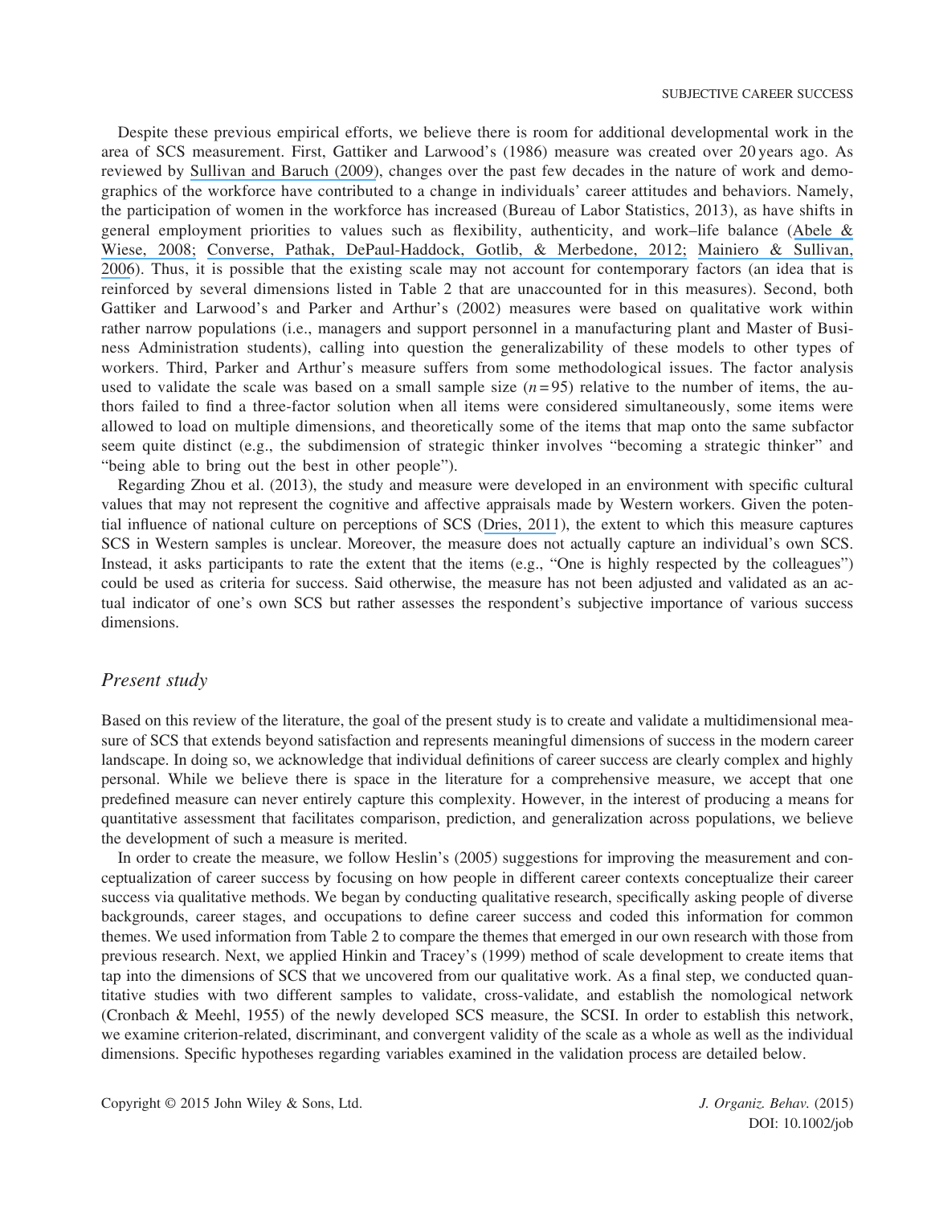Despite these previous empirical efforts, we believe there is room for additional developmental work in the area of SCS measurement. First, Gattiker and Larwood's (1986) measure was created over 20 years ago. As reviewed by Sullivan and Baruch (2009), changes over the past few decades in the nature of work and demographics of the workforce have contributed to a change in individuals' career attitudes and behaviors. Namely, the participation of women in the workforce has increased (Bureau of Labor Statistics, 2013), as have shifts in general employment priorities to values such as flexibility, authenticity, and work–life balance (Abele & Wiese, 2008; Converse, Pathak, DePaul-Haddock, Gotlib, & Merbedone, 2012; Mainiero & Sullivan, 2006). Thus, it is possible that the existing scale may not account for contemporary factors (an idea that is reinforced by several dimensions listed in Table 2 that are unaccounted for in this measures). Second, both Gattiker and Larwood's and Parker and Arthur's (2002) measures were based on qualitative work within rather narrow populations (i.e., managers and support personnel in a manufacturing plant and Master of Business Administration students), calling into question the generalizability of these models to other types of workers. Third, Parker and Arthur's measure suffers from some methodological issues. The factor analysis used to validate the scale was based on a small sample size ($n = 95$) relative to the number of items, the authors failed to find a three-factor solution when all items were considered simultaneously, some items were allowed to load on multiple dimensions, and theoretically some of the items that map onto the same subfactor seem quite distinct (e.g., the subdimension of strategic thinker involves "becoming a strategic thinker" and "being able to bring out the best in other people").

Regarding Zhou et al. (2013), the study and measure were developed in an environment with specific cultural values that may not represent the cognitive and affective appraisals made by Western workers. Given the potential influence of national culture on perceptions of SCS (Dries, 2011), the extent to which this measure captures SCS in Western samples is unclear. Moreover, the measure does not actually capture an individual's own SCS. Instead, it asks participants to rate the extent that the items (e.g., "One is highly respected by the colleagues") could be used as criteria for success. Said otherwise, the measure has not been adjusted and validated as an actual indicator of one's own SCS but rather assesses the respondent's subjective importance of various success dimensions.

## *Present study*

Based on this review of the literature, the goal of the present study is to create and validate a multidimensional measure of SCS that extends beyond satisfaction and represents meaningful dimensions of success in the modern career landscape. In doing so, we acknowledge that individual definitions of career success are clearly complex and highly personal. While we believe there is space in the literature for a comprehensive measure, we accept that one predefined measure can never entirely capture this complexity. However, in the interest of producing a means for quantitative assessment that facilitates comparison, prediction, and generalization across populations, we believe the development of such a measure is merited.

In order to create the measure, we follow Heslin's (2005) suggestions for improving the measurement and conceptualization of career success by focusing on how people in different career contexts conceptualize their career success via qualitative methods. We began by conducting qualitative research, specifically asking people of diverse backgrounds, career stages, and occupations to define career success and coded this information for common themes. We used information from Table 2 to compare the themes that emerged in our own research with those from previous research. Next, we applied Hinkin and Tracey's (1999) method of scale development to create items that tap into the dimensions of SCS that we uncovered from our qualitative work. As a final step, we conducted quantitative studies with two different samples to validate, cross-validate, and establish the nomological network (Cronbach & Meehl, 1955) of the newly developed SCS measure, the SCSI. In order to establish this network, we examine criterion-related, discriminant, and convergent validity of the scale as a whole as well as the individual dimensions. Specific hypotheses regarding variables examined in the validation process are detailed below.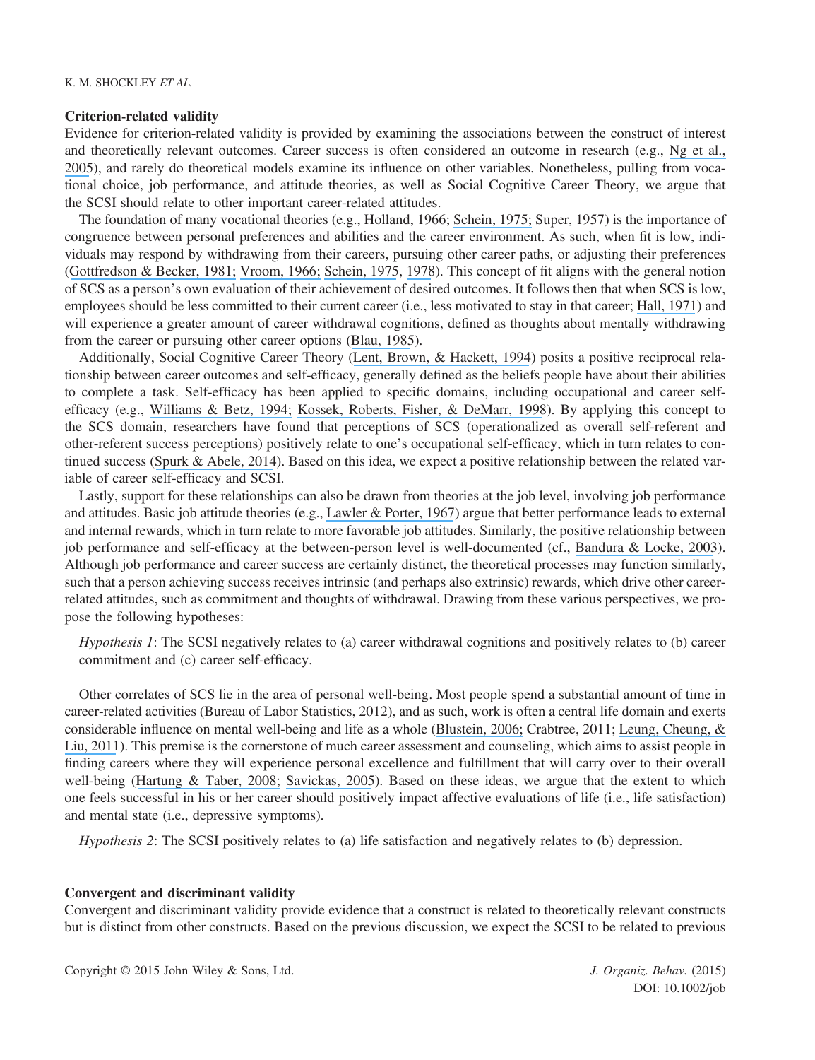### Criterion-related validity

Evidence for criterion-related validity is provided by examining the associations between the construct of interest and theoretically relevant outcomes. Career success is often considered an outcome in research (e.g., Ng et al., 2005), and rarely do theoretical models examine its influence on other variables. Nonetheless, pulling from vocational choice, job performance, and attitude theories, as well as Social Cognitive Career Theory, we argue that the SCSI should relate to other important career-related attitudes.

The foundation of many vocational theories (e.g., Holland, 1966; Schein, 1975; Super, 1957) is the importance of congruence between personal preferences and abilities and the career environment. As such, when fit is low, individuals may respond by withdrawing from their careers, pursuing other career paths, or adjusting their preferences (Gottfredson & Becker, 1981; Vroom, 1966; Schein, 1975, 1978). This concept of fit aligns with the general notion of SCS as a person's own evaluation of their achievement of desired outcomes. It follows then that when SCS is low, employees should be less committed to their current career (i.e., less motivated to stay in that career; Hall, 1971) and will experience a greater amount of career withdrawal cognitions, defined as thoughts about mentally withdrawing from the career or pursuing other career options (Blau, 1985).

Additionally, Social Cognitive Career Theory (Lent, Brown, & Hackett, 1994) posits a positive reciprocal relationship between career outcomes and self-efficacy, generally defined as the beliefs people have about their abilities to complete a task. Self-efficacy has been applied to specific domains, including occupational and career self-efficacy (e.g., Williams & Betz, 1994; Kossek, Roberts, Fisher, & DeMarr, 1998). By applying this concept to the SCS domain, researchers have found that perceptions of SCS (operationalized as overall self-referent and other-referent success perceptions) positively relate to one's occupational self-efficacy, which in turn relates to continued success (Spurk & Abele, 2014). Based on this idea, we expect a positive relationship between the related variable of career self-efficacy and SCSI.

Lastly, support for these relationships can also be drawn from theories at the job level, involving job performance and attitudes. Basic job attitude theories (e.g., Lawler & Porter, 1967) argue that better performance leads to external and internal rewards, which in turn relate to more favorable job attitudes. Similarly, the positive relationship between job performance and self-efficacy at the between-person level is well-documented (cf., Bandura & Locke, 2003). Although job performance and career success are certainly distinct, the theoretical processes may function similarly, such that a person achieving success receives intrinsic (and perhaps also extrinsic) rewards, which drive other career-related attitudes, such as commitment and thoughts of withdrawal. Drawing from these various perspectives, we propose the following hypotheses:

*Hypothesis 1*: The SCSI negatively relates to (a) career withdrawal cognitions and positively relates to (b) career commitment and (c) career self-efficacy.

Other correlates of SCS lie in the area of personal well-being. Most people spend a substantial amount of time in career-related activities (Bureau of Labor Statistics, 2012), and as such, work is often a central life domain and exerts considerable influence on mental well-being and life as a whole (Blustein, 2006; Crabtree, 2011; Leung, Cheung, & Liu, 2011). This premise is the cornerstone of much career assessment and counseling, which aims to assist people in finding careers where they will experience personal excellence and fulfillment that will carry over to their overall well-being (Hartung & Taber, 2008; Savickas, 2005). Based on these ideas, we argue that the extent to which one feels successful in his or her career should positively impact affective evaluations of life (i.e., life satisfaction) and mental state (i.e., depressive symptoms).

*Hypothesis 2*: The SCSI positively relates to (a) life satisfaction and negatively relates to (b) depression.

### Convergent and discriminant validity

Convergent and discriminant validity provide evidence that a construct is related to theoretically relevant constructs but is distinct from other constructs. Based on the previous discussion, we expect the SCSI to be related to previous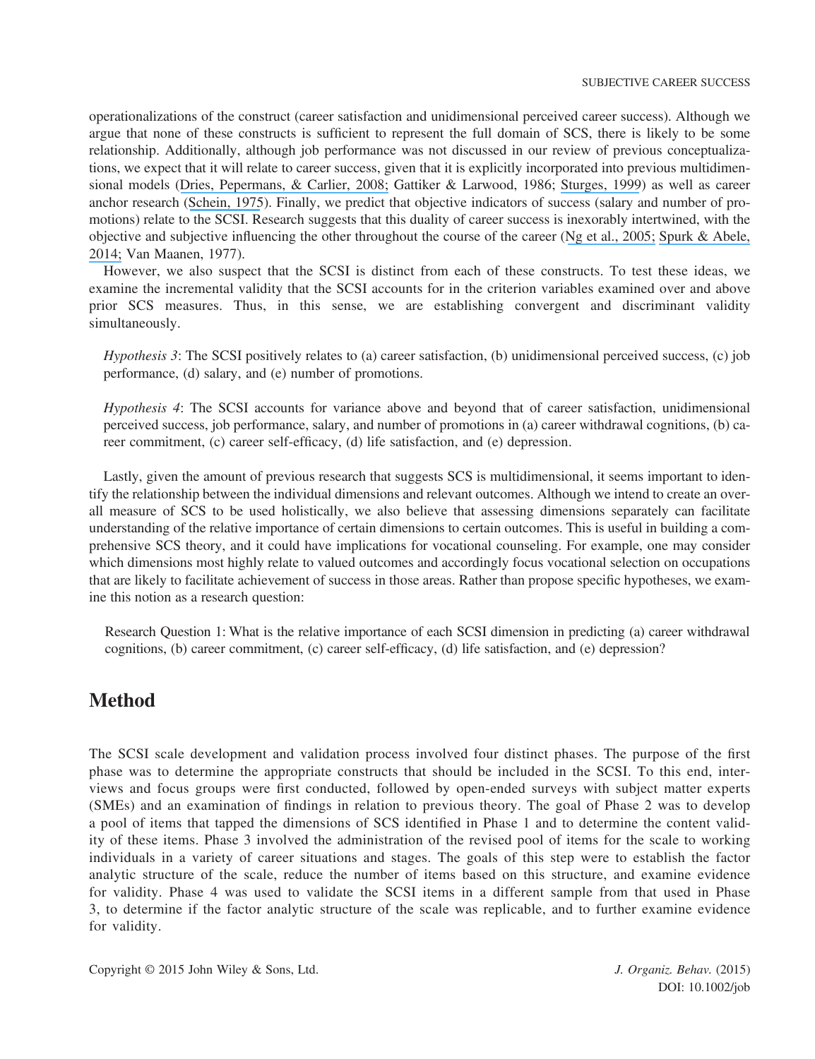operationalizations of the construct (career satisfaction and unidimensional perceived career success). Although we argue that none of these constructs is sufficient to represent the full domain of SCS, there is likely to be some relationship. Additionally, although job performance was not discussed in our review of previous conceptualizations, we expect that it will relate to career success, given that it is explicitly incorporated into previous multidimensional models (Dries, Pepermans, & Carlier, 2008; Gattiker & Larwood, 1986; Sturges, 1999) as well as career anchor research (Schein, 1975). Finally, we predict that objective indicators of success (salary and number of promotions) relate to the SCSI. Research suggests that this duality of career success is inexorably intertwined, with the objective and subjective influencing the other throughout the course of the career (Ng et al., 2005; Spurk & Abele, 2014; Van Maanen, 1977).

However, we also suspect that the SCSI is distinct from each of these constructs. To test these ideas, we examine the incremental validity that the SCSI accounts for in the criterion variables examined over and above prior SCS measures. Thus, in this sense, we are establishing convergent and discriminant validity simultaneously.

> *Hypothesis 3*: The SCSI positively relates to (a) career satisfaction, (b) unidimensional perceived success, (c) job performance, (d) salary, and (e) number of promotions.

> *Hypothesis 4*: The SCSI accounts for variance above and beyond that of career satisfaction, unidimensional perceived success, job performance, salary, and number of promotions in (a) career withdrawal cognitions, (b) career commitment, (c) career self-efficacy, (d) life satisfaction, and (e) depression.

Lastly, given the amount of previous research that suggests SCS is multidimensional, it seems important to identify the relationship between the individual dimensions and relevant outcomes. Although we intend to create an overall measure of SCS to be used holistically, we also believe that assessing dimensions separately can facilitate understanding of the relative importance of certain dimensions to certain outcomes. This is useful in building a comprehensive SCS theory, and it could have implications for vocational counseling. For example, one may consider which dimensions most highly relate to valued outcomes and accordingly focus vocational selection on occupations that are likely to facilitate achievement of success in those areas. Rather than propose specific hypotheses, we examine this notion as a research question:

> Research Question 1: What is the relative importance of each SCSI dimension in predicting (a) career withdrawal cognitions, (b) career commitment, (c) career self-efficacy, (d) life satisfaction, and (e) depression?

## Method

The SCSI scale development and validation process involved four distinct phases. The purpose of the first phase was to determine the appropriate constructs that should be included in the SCSI. To this end, interviews and focus groups were first conducted, followed by open-ended surveys with subject matter experts (SMEs) and an examination of findings in relation to previous theory. The goal of Phase 2 was to develop a pool of items that tapped the dimensions of SCS identified in Phase 1 and to determine the content validity of these items. Phase 3 involved the administration of the revised pool of items for the scale to working individuals in a variety of career situations and stages. The goals of this step were to establish the factor analytic structure of the scale, reduce the number of items based on this structure, and examine evidence for validity. Phase 4 was used to validate the SCSI items in a different sample from that used in Phase 3, to determine if the factor analytic structure of the scale was replicable, and to further examine evidence for validity.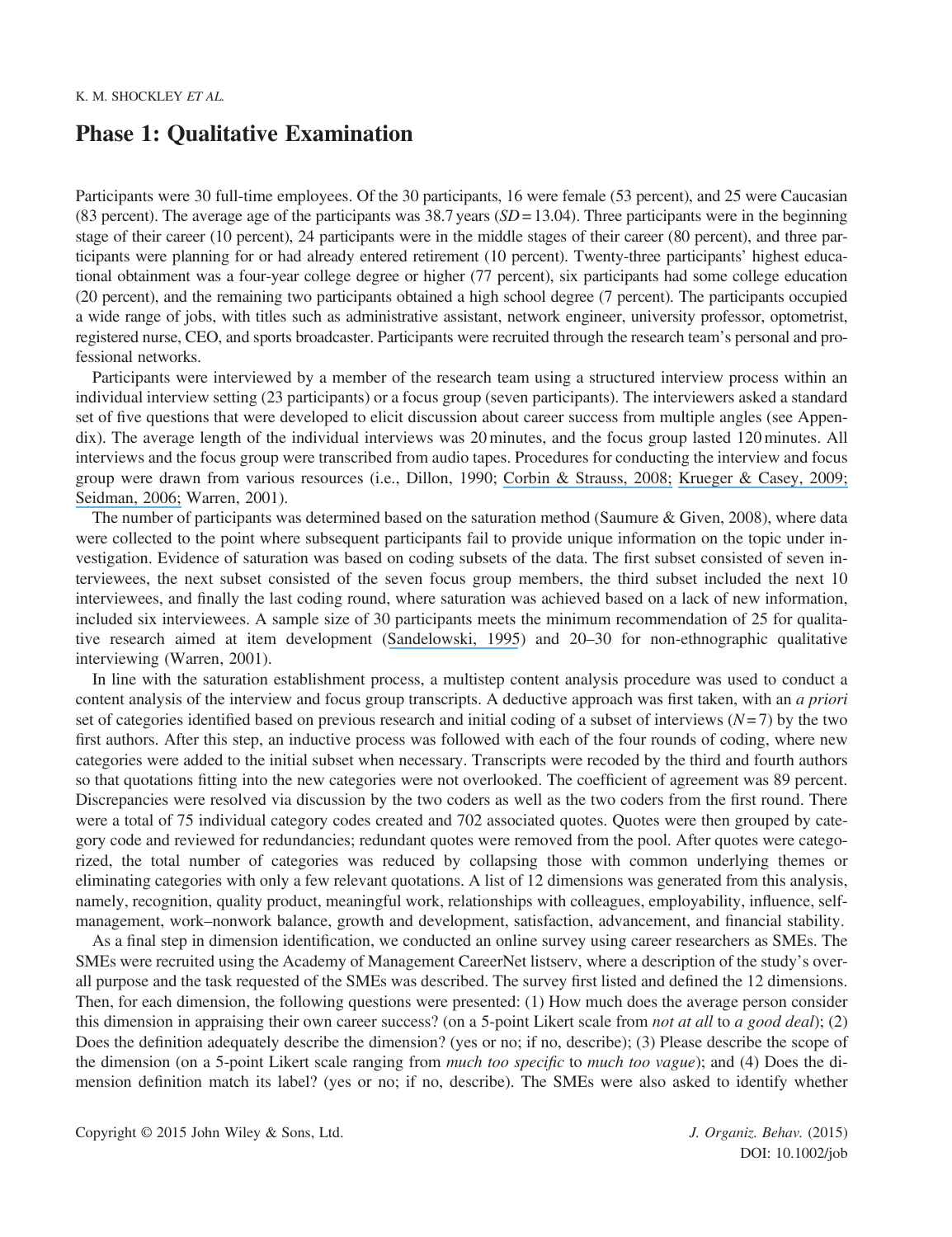## Phase 1: Qualitative Examination

Participants were 30 full-time employees. Of the 30 participants, 16 were female (53 percent), and 25 were Caucasian (83 percent). The average age of the participants was 38.7 years ($SD = 13.04$). Three participants were in the beginning stage of their career (10 percent), 24 participants were in the middle stages of their career (80 percent), and three participants were planning for or had already entered retirement (10 percent). Twenty-three participants' highest educational obtainment was a four-year college degree or higher (77 percent), six participants had some college education (20 percent), and the remaining two participants obtained a high school degree (7 percent). The participants occupied a wide range of jobs, with titles such as administrative assistant, network engineer, university professor, optometrist, registered nurse, CEO, and sports broadcaster. Participants were recruited through the research team's personal and professional networks.

Participants were interviewed by a member of the research team using a structured interview process within an individual interview setting (23 participants) or a focus group (seven participants). The interviewers asked a standard set of five questions that were developed to elicit discussion about career success from multiple angles (see Appendix). The average length of the individual interviews was 20 minutes, and the focus group lasted 120 minutes. All interviews and the focus group were transcribed from audio tapes. Procedures for conducting the interview and focus group were drawn from various resources (i.e., Dillon, 1990; Corbin & Strauss, 2008; Krueger & Casey, 2009; Seidman, 2006; Warren, 2001).

The number of participants was determined based on the saturation method (Saumure & Given, 2008), where data were collected to the point where subsequent participants fail to provide unique information on the topic under investigation. Evidence of saturation was based on coding subsets of the data. The first subset consisted of seven interviewees, the next subset consisted of the seven focus group members, the third subset included the next 10 interviewees, and finally the last coding round, where saturation was achieved based on a lack of new information, included six interviewees. A sample size of 30 participants meets the minimum recommendation of 25 for qualitative research aimed at item development (Sandelowski, 1995) and 20–30 for non-ethnographic qualitative interviewing (Warren, 2001).

In line with the saturation establishment process, a multistep content analysis procedure was used to conduct a content analysis of the interview and focus group transcripts. A deductive approach was first taken, with an *a priori* set of categories identified based on previous research and initial coding of a subset of interviews ($N = 7$) by the two first authors. After this step, an inductive process was followed with each of the four rounds of coding, where new categories were added to the initial subset when necessary. Transcripts were recoded by the third and fourth authors so that quotations fitting into the new categories were not overlooked. The coefficient of agreement was 89 percent. Discrepancies were resolved via discussion by the two coders as well as the two coders from the first round. There were a total of 75 individual category codes created and 702 associated quotes. Quotes were then grouped by category code and reviewed for redundancies; redundant quotes were removed from the pool. After quotes were categorized, the total number of categories was reduced by collapsing those with common underlying themes or eliminating categories with only a few relevant quotations. A list of 12 dimensions was generated from this analysis, namely, recognition, quality product, meaningful work, relationships with colleagues, employability, influence, self-management, work–nonwork balance, growth and development, satisfaction, advancement, and financial stability.

As a final step in dimension identification, we conducted an online survey using career researchers as SMEs. The SMEs were recruited using the Academy of Management CareerNet listserv, where a description of the study's overall purpose and the task requested of the SMEs was described. The survey first listed and defined the 12 dimensions. Then, for each dimension, the following questions were presented: (1) How much does the average person consider this dimension in appraising their own career success? (on a 5-point Likert scale from *not at all* to *a good deal*); (2) Does the definition adequately describe the dimension? (yes or no; if no, describe); (3) Please describe the scope of the dimension (on a 5-point Likert scale ranging from *much too specific* to *much too vague*); and (4) Does the dimension definition match its label? (yes or no; if no, describe). The SMEs were also asked to identify whether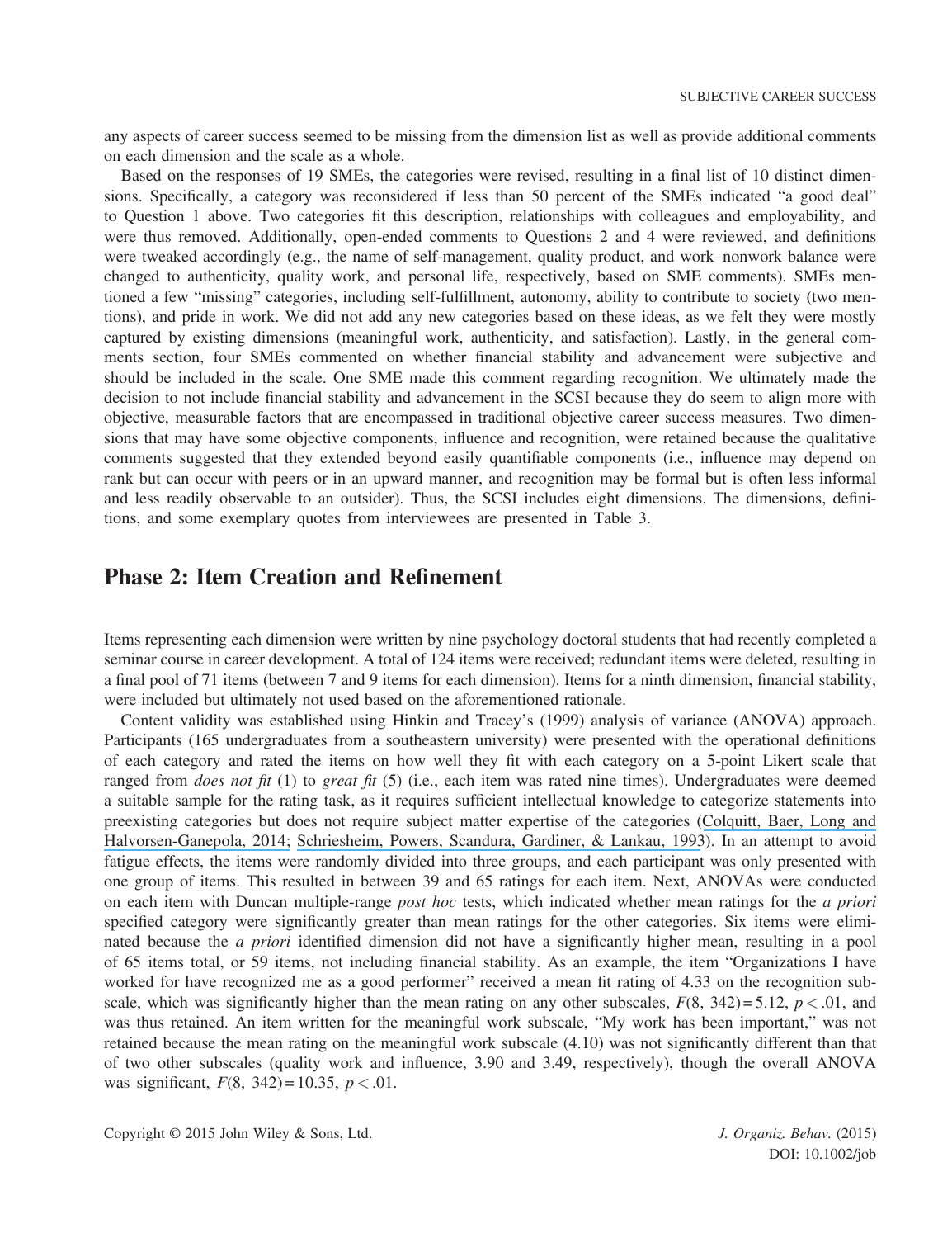any aspects of career success seemed to be missing from the dimension list as well as provide additional comments on each dimension and the scale as a whole.

Based on the responses of 19 SMEs, the categories were revised, resulting in a final list of 10 distinct dimensions. Specifically, a category was reconsidered if less than 50 percent of the SMEs indicated "a good deal" to Question 1 above. Two categories fit this description, relationships with colleagues and employability, and were thus removed. Additionally, open-ended comments to Questions 2 and 4 were reviewed, and definitions were tweaked accordingly (e.g., the name of self-management, quality product, and work–nonwork balance were changed to authenticity, quality work, and personal life, respectively, based on SME comments). SMEs mentioned a few "missing" categories, including self-fulfillment, autonomy, ability to contribute to society (two mentions), and pride in work. We did not add any new categories based on these ideas, as we felt they were mostly captured by existing dimensions (meaningful work, authenticity, and satisfaction). Lastly, in the general comments section, four SMEs commented on whether financial stability and advancement were subjective and should be included in the scale. One SME made this comment regarding recognition. We ultimately made the decision to not include financial stability and advancement in the SCSI because they do seem to align more with objective, measurable factors that are encompassed in traditional objective career success measures. Two dimensions that may have some objective components, influence and recognition, were retained because the qualitative comments suggested that they extended beyond easily quantifiable components (i.e., influence may depend on rank but can occur with peers or in an upward manner, and recognition may be formal but is often less informal and less readily observable to an outsider). Thus, the SCSI includes eight dimensions. The dimensions, definitions, and some exemplary quotes from interviewees are presented in Table 3.

## Phase 2: Item Creation and Refinement

Items representing each dimension were written by nine psychology doctoral students that had recently completed a seminar course in career development. A total of 124 items were received; redundant items were deleted, resulting in a final pool of 71 items (between 7 and 9 items for each dimension). Items for a ninth dimension, financial stability, were included but ultimately not used based on the aforementioned rationale.

Content validity was established using Hinkin and Tracey's (1999) analysis of variance (ANOVA) approach. Participants (165 undergraduates from a southeastern university) were presented with the operational definitions of each category and rated the items on how well they fit with each category on a 5-point Likert scale that ranged from *does not fit* (1) to *great fit* (5) (i.e., each item was rated nine times). Undergraduates were deemed a suitable sample for the rating task, as it requires sufficient intellectual knowledge to categorize statements into preexisting categories but does not require subject matter expertise of the categories (Colquitt, Baer, Long and Halvorsen-Ganepola, 2014; Schriesheim, Powers, Scandura, Gardiner, & Lankau, 1993). In an attempt to avoid fatigue effects, the items were randomly divided into three groups, and each participant was only presented with one group of items. This resulted in between 39 and 65 ratings for each item. Next, ANOVAs were conducted on each item with Duncan multiple-range *post hoc* tests, which indicated whether mean ratings for the *a priori* specified category were significantly greater than mean ratings for the other categories. Six items were eliminated because the *a priori* identified dimension did not have a significantly higher mean, resulting in a pool of 65 items total, or 59 items, not including financial stability. As an example, the item "Organizations I have worked for have recognized me as a good performer" received a mean fit rating of 4.33 on the recognition subscale, which was significantly higher than the mean rating on any other subscales, $F(8, 342) = 5.12$, $p < .01$, and was thus retained. An item written for the meaningful work subscale, "My work has been important," was not retained because the mean rating on the meaningful work subscale (4.10) was not significantly different than that of two other subscales (quality work and influence, 3.90 and 3.49, respectively), though the overall ANOVA was significant, $F(8, 342) = 10.35$, $p < .01$.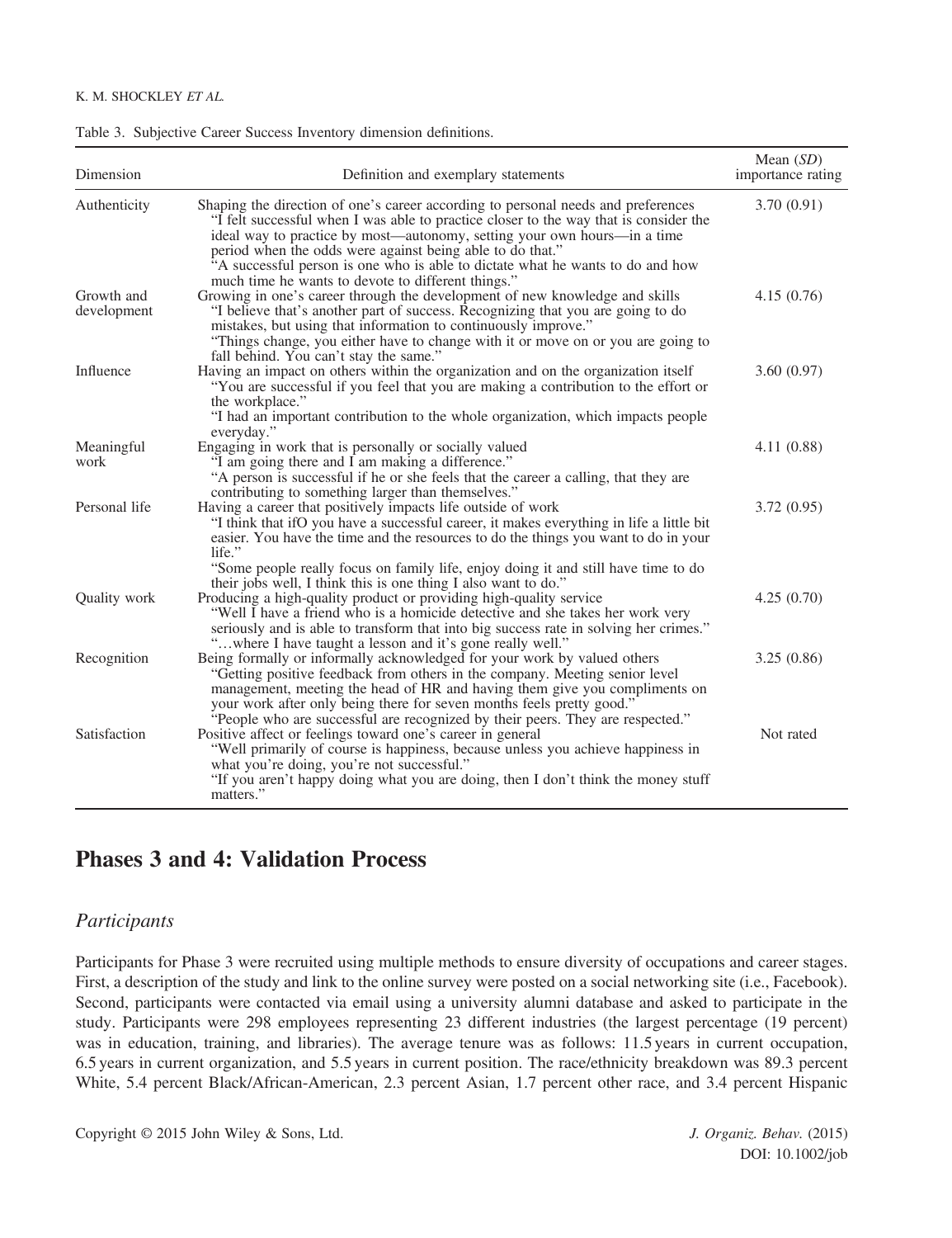Table 3. Subjective Career Success Inventory dimension definitions.

| Dimension | Definition and exemplary statements | Mean (*SD*) importance rating |
|---|---|---|
| Authenticity | Shaping the direction of one's career according to personal needs and preferences "I felt successful when I was able to practice closer to the way that is consider the ideal way to practice by most—autonomy, setting your own hours—in a time period when the odds were against being able to do that." "A successful person is one who is able to dictate what he wants to do and how much time he wants to devote to different things." | 3.70 (0.91) |
| Growth and development | Growing in one's career through the development of new knowledge and skills "I believe that's another part of success. Recognizing that you are going to do mistakes, but using that information to continuously improve." "Things change, you either have to change with it or move on or you are going to fall behind. You can't stay the same." | 4.15 (0.76) |
| Influence | Having an impact on others within the organization and on the organization itself "You are successful if you feel that you are making a contribution to the effort or the workplace." "I had an important contribution to the whole organization, which impacts people everyday." | 3.60 (0.97) |
| Meaningful work | Engaging in work that is personally or socially valued "I am going there and I am making a difference." "A person is successful if he or she feels that the career a calling, that they are contributing to something larger than themselves." | 4.11 (0.88) |
| Personal life | Having a career that positively impacts life outside of work "I think that ifO you have a successful career, it makes everything in life a little bit easier. You have the time and the resources to do the things you want to do in your life." "Some people really focus on family life, enjoy doing it and still have time to do their jobs well, I think this is one thing I also want to do." | 3.72 (0.95) |
| Quality work | Producing a high-quality product or providing high-quality service "Well I have a friend who is a homicide detective and she takes her work very seriously and is able to transform that into big success rate in solving her crimes." "…where I have taught a lesson and it's gone really well." | 4.25 (0.70) |
| Recognition | Being formally or informally acknowledged for your work by valued others "Getting positive feedback from others in the company. Meeting senior level management, meeting the head of HR and having them give you compliments on your work after only being there for seven months feels pretty good." "People who are successful are recognized by their peers. They are respected." | 3.25 (0.86) |
| Satisfaction | Positive affect or feelings toward one's career in general "Well primarily of course is happiness, because unless you achieve happiness in what you're doing, you're not successful." "If you aren't happy doing what you are doing, then I don't think the money stuff matters." | Not rated |

# Phases 3 and 4: Validation Process

## *Participants*

Participants for Phase 3 were recruited using multiple methods to ensure diversity of occupations and career stages. First, a description of the study and link to the online survey were posted on a social networking site (i.e., Facebook). Second, participants were contacted via email using a university alumni database and asked to participate in the study. Participants were 298 employees representing 23 different industries (the largest percentage (19 percent) was in education, training, and libraries). The average tenure was as follows: 11.5 years in current occupation, 6.5 years in current organization, and 5.5 years in current position. The race/ethnicity breakdown was 89.3 percent White, 5.4 percent Black/African-American, 2.3 percent Asian, 1.7 percent other race, and 3.4 percent Hispanic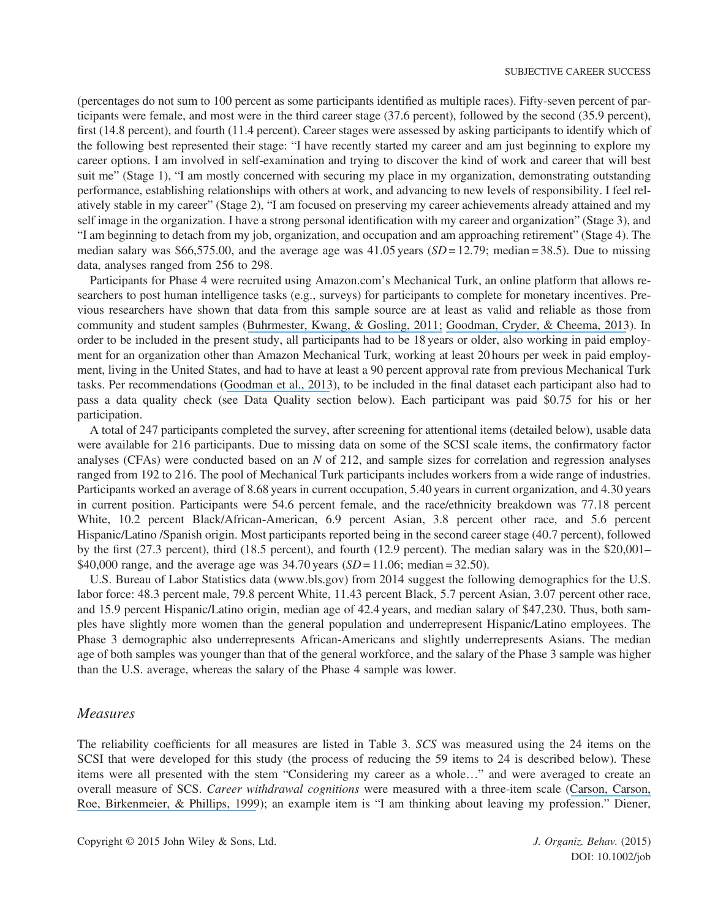(percentages do not sum to 100 percent as some participants identified as multiple races). Fifty-seven percent of participants were female, and most were in the third career stage (37.6 percent), followed by the second (35.9 percent), first (14.8 percent), and fourth (11.4 percent). Career stages were assessed by asking participants to identify which of the following best represented their stage: "I have recently started my career and am just beginning to explore my career options. I am involved in self-examination and trying to discover the kind of work and career that will best suit me" (Stage 1), "I am mostly concerned with securing my place in my organization, demonstrating outstanding performance, establishing relationships with others at work, and advancing to new levels of responsibility. I feel relatively stable in my career" (Stage 2), "I am focused on preserving my career achievements already attained and my self image in the organization. I have a strong personal identification with my career and organization" (Stage 3), and "I am beginning to detach from my job, organization, and occupation and am approaching retirement" (Stage 4). The median salary was $66,575.00, and the average age was 41.05 years ($SD = 12.79$; median = 38.5). Due to missing data, analyses ranged from 256 to 298.

Participants for Phase 4 were recruited using Amazon.com's Mechanical Turk, an online platform that allows researchers to post human intelligence tasks (e.g., surveys) for participants to complete for monetary incentives. Previous researchers have shown that data from this sample source are at least as valid and reliable as those from community and student samples (Buhrmester, Kwang, & Gosling, 2011; Goodman, Cryder, & Cheema, 2013). In order to be included in the present study, all participants had to be 18 years or older, also working in paid employment for an organization other than Amazon Mechanical Turk, working at least 20 hours per week in paid employment, living in the United States, and had to have at least a 90 percent approval rate from previous Mechanical Turk tasks. Per recommendations (Goodman et al., 2013), to be included in the final dataset each participant also had to pass a data quality check (see Data Quality section below). Each participant was paid $0.75 for his or her participation.

A total of 247 participants completed the survey, after screening for attentional items (detailed below), usable data were available for 216 participants. Due to missing data on some of the SCSI scale items, the confirmatory factor analyses (CFAs) were conducted based on an $N$ of 212, and sample sizes for correlation and regression analyses ranged from 192 to 216. The pool of Mechanical Turk participants includes workers from a wide range of industries. Participants worked an average of 8.68 years in current occupation, 5.40 years in current organization, and 4.30 years in current position. Participants were 54.6 percent female, and the race/ethnicity breakdown was 77.18 percent White, 10.2 percent Black/African-American, 6.9 percent Asian, 3.8 percent other race, and 5.6 percent Hispanic/Latino /Spanish origin. Most participants reported being in the second career stage (40.7 percent), followed by the first (27.3 percent), third (18.5 percent), and fourth (12.9 percent). The median salary was in the $20,001–$40,000 range, and the average age was 34.70 years ($SD = 11.06$; median = 32.50).

U.S. Bureau of Labor Statistics data (www.bls.gov) from 2014 suggest the following demographics for the U.S. labor force: 48.3 percent male, 79.8 percent White, 11.43 percent Black, 5.7 percent Asian, 3.07 percent other race, and 15.9 percent Hispanic/Latino origin, median age of 42.4 years, and median salary of $47,230. Thus, both samples have slightly more women than the general population and underrepresent Hispanic/Latino employees. The Phase 3 demographic also underrepresents African-Americans and slightly underrepresents Asians. The median age of both samples was younger than that of the general workforce, and the salary of the Phase 3 sample was higher than the U.S. average, whereas the salary of the Phase 4 sample was lower.

## *Measures*

The reliability coefficients for all measures are listed in Table 3. *SCS* was measured using the 24 items on the SCSI that were developed for this study (the process of reducing the 59 items to 24 is described below). These items were all presented with the stem "Considering my career as a whole…" and were averaged to create an overall measure of SCS. *Career withdrawal cognitions* were measured with a three-item scale (Carson, Carson, Roe, Birkenmeier, & Phillips, 1999); an example item is "I am thinking about leaving my profession." Diener,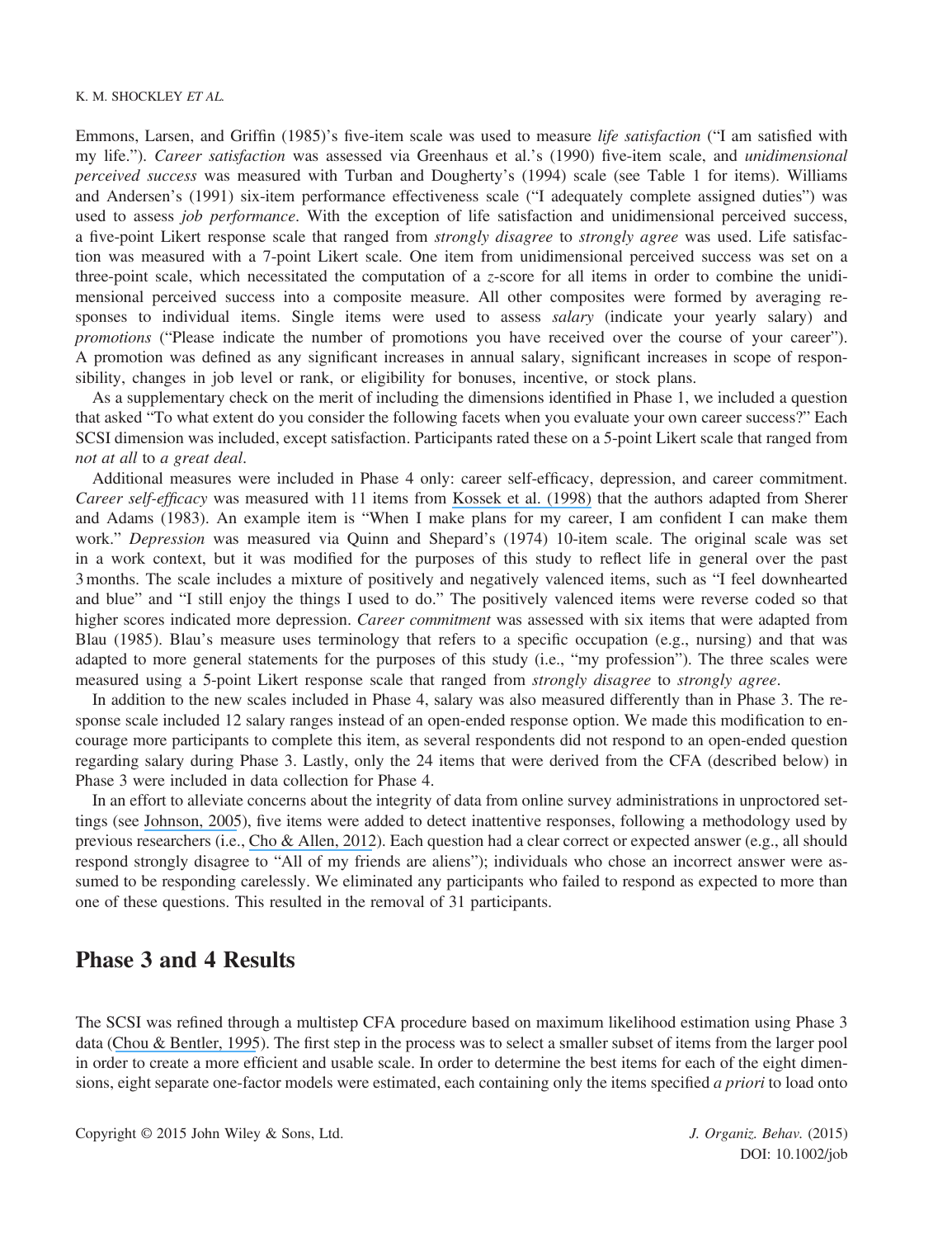Emmons, Larsen, and Griffin (1985)'s five-item scale was used to measure *life satisfaction* ("I am satisfied with my life."). *Career satisfaction* was assessed via Greenhaus et al.'s (1990) five-item scale, and *unidimensional perceived success* was measured with Turban and Dougherty's (1994) scale (see Table 1 for items). Williams and Andersen's (1991) six-item performance effectiveness scale ("I adequately complete assigned duties") was used to assess *job performance*. With the exception of life satisfaction and unidimensional perceived success, a five-point Likert response scale that ranged from *strongly disagree* to *strongly agree* was used. Life satisfaction was measured with a 7-point Likert scale. One item from unidimensional perceived success was set on a three-point scale, which necessitated the computation of a *z*-score for all items in order to combine the unidimensional perceived success into a composite measure. All other composites were formed by averaging responses to individual items. Single items were used to assess *salary* (indicate your yearly salary) and *promotions* ("Please indicate the number of promotions you have received over the course of your career"). A promotion was defined as any significant increases in annual salary, significant increases in scope of responsibility, changes in job level or rank, or eligibility for bonuses, incentive, or stock plans.

As a supplementary check on the merit of including the dimensions identified in Phase 1, we included a question that asked "To what extent do you consider the following facets when you evaluate your own career success?" Each SCSI dimension was included, except satisfaction. Participants rated these on a 5-point Likert scale that ranged from *not at all* to *a great deal*.

Additional measures were included in Phase 4 only: career self-efficacy, depression, and career commitment. *Career self-efficacy* was measured with 11 items from Kossek et al. (1998) that the authors adapted from Sherer and Adams (1983). An example item is "When I make plans for my career, I am confident I can make them work." *Depression* was measured via Quinn and Shepard's (1974) 10-item scale. The original scale was set in a work context, but it was modified for the purposes of this study to reflect life in general over the past 3 months. The scale includes a mixture of positively and negatively valenced items, such as "I feel downhearted and blue" and "I still enjoy the things I used to do." The positively valenced items were reverse coded so that higher scores indicated more depression. *Career commitment* was assessed with six items that were adapted from Blau (1985). Blau's measure uses terminology that refers to a specific occupation (e.g., nursing) and that was adapted to more general statements for the purposes of this study (i.e., "my profession"). The three scales were measured using a 5-point Likert response scale that ranged from *strongly disagree* to *strongly agree*.

In addition to the new scales included in Phase 4, salary was also measured differently than in Phase 3. The response scale included 12 salary ranges instead of an open-ended response option. We made this modification to encourage more participants to complete this item, as several respondents did not respond to an open-ended question regarding salary during Phase 3. Lastly, only the 24 items that were derived from the CFA (described below) in Phase 3 were included in data collection for Phase 4.

In an effort to alleviate concerns about the integrity of data from online survey administrations in unproctored settings (see Johnson, 2005), five items were added to detect inattentive responses, following a methodology used by previous researchers (i.e., Cho & Allen, 2012). Each question had a clear correct or expected answer (e.g., all should respond strongly disagree to "All of my friends are aliens"); individuals who chose an incorrect answer were assumed to be responding carelessly. We eliminated any participants who failed to respond as expected to more than one of these questions. This resulted in the removal of 31 participants.

## Phase 3 and 4 Results

The SCSI was refined through a multistep CFA procedure based on maximum likelihood estimation using Phase 3 data (Chou & Bentler, 1995). The first step in the process was to select a smaller subset of items from the larger pool in order to create a more efficient and usable scale. In order to determine the best items for each of the eight dimensions, eight separate one-factor models were estimated, each containing only the items specified *a priori* to load onto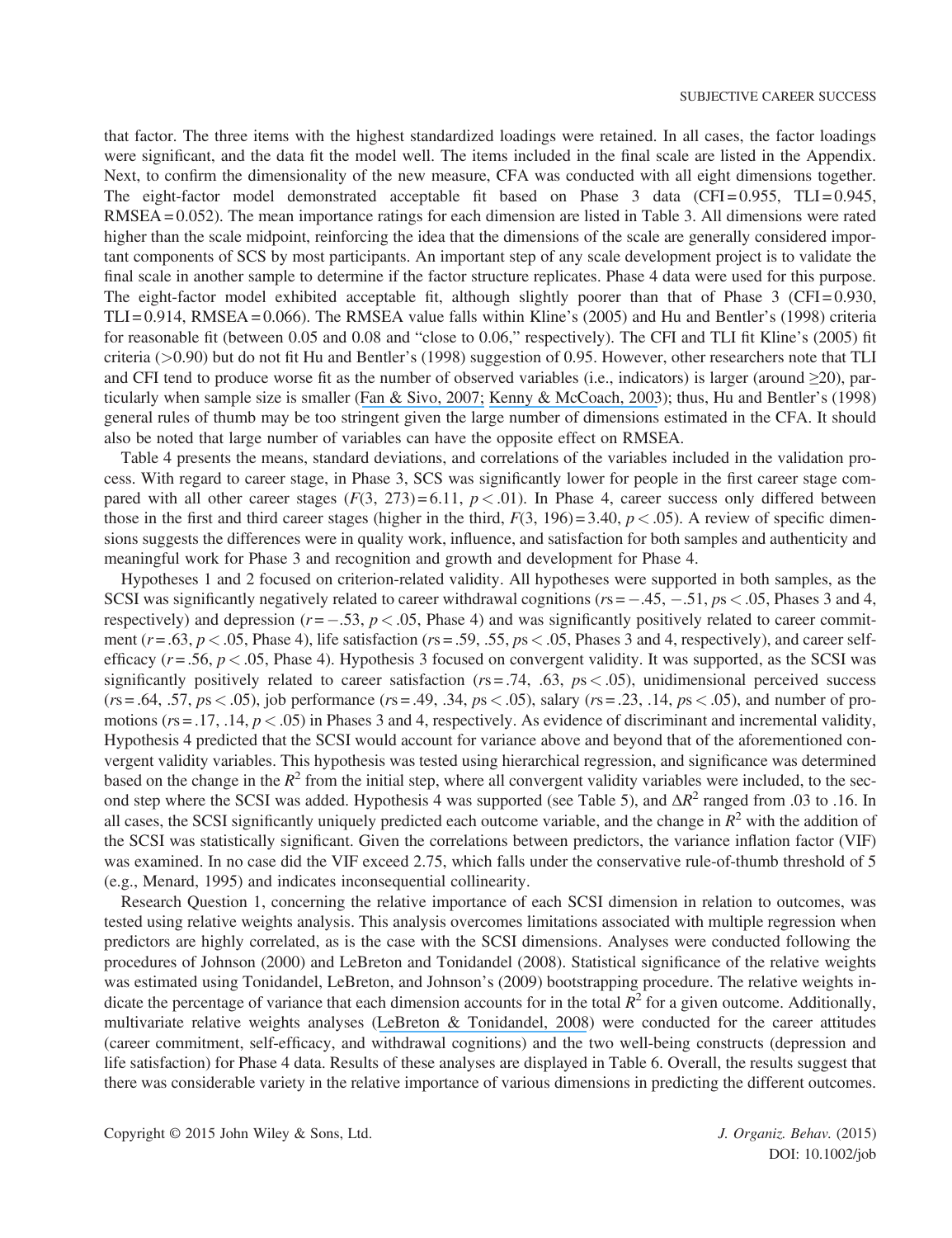that factor. The three items with the highest standardized loadings were retained. In all cases, the factor loadings were significant, and the data fit the model well. The items included in the final scale are listed in the Appendix. Next, to confirm the dimensionality of the new measure, CFA was conducted with all eight dimensions together. The eight-factor model demonstrated acceptable fit based on Phase 3 data (CFI = 0.955, TLI = 0.945, RMSEA = 0.052). The mean importance ratings for each dimension are listed in Table 3. All dimensions were rated higher than the scale midpoint, reinforcing the idea that the dimensions of the scale are generally considered important components of SCS by most participants. An important step of any scale development project is to validate the final scale in another sample to determine if the factor structure replicates. Phase 4 data were used for this purpose. The eight-factor model exhibited acceptable fit, although slightly poorer than that of Phase 3 (CFI = 0.930, TLI = 0.914, RMSEA = 0.066). The RMSEA value falls within Kline's (2005) and Hu and Bentler's (1998) criteria for reasonable fit (between 0.05 and 0.08 and "close to 0.06," respectively). The CFI and TLI fit Kline's (2005) fit criteria (>0.90) but do not fit Hu and Bentler's (1998) suggestion of 0.95. However, other researchers note that TLI and CFI tend to produce worse fit as the number of observed variables (i.e., indicators) is larger (around ≥20), particularly when sample size is smaller (Fan & Sivo, 2007; Kenny & McCoach, 2003); thus, Hu and Bentler's (1998) general rules of thumb may be too stringent given the large number of dimensions estimated in the CFA. It should also be noted that large number of variables can have the opposite effect on RMSEA.

Table 4 presents the means, standard deviations, and correlations of the variables included in the validation process. With regard to career stage, in Phase 3, SCS was significantly lower for people in the first career stage compared with all other career stages ($F(3, 273) = 6.11$, $p < .01$). In Phase 4, career success only differed between those in the first and third career stages (higher in the third, $F(3, 196) = 3.40$, $p < .05$). A review of specific dimensions suggests the differences were in quality work, influence, and satisfaction for both samples and authenticity and meaningful work for Phase 3 and recognition and growth and development for Phase 4.

Hypotheses 1 and 2 focused on criterion-related validity. All hypotheses were supported in both samples, as the SCSI was significantly negatively related to career withdrawal cognitions ($r$s = −.45, −.51, $p$s < .05, Phases 3 and 4, respectively) and depression ($r = -.53$, $p < .05$, Phase 4) and was significantly positively related to career commitment ($r = .63$, $p < .05$, Phase 4), life satisfaction ($r$s = .59, .55, $p$s < .05, Phases 3 and 4, respectively), and career self-efficacy ($r = .56$, $p < .05$, Phase 4). Hypothesis 3 focused on convergent validity. It was supported, as the SCSI was significantly positively related to career satisfaction ($r$s = .74, .63, $p$s < .05), unidimensional perceived success ($r$s = .64, .57, $p$s < .05), job performance ($r$s = .49, .34, $p$s < .05), salary ($r$s = .23, .14, $p$s < .05), and number of promotions ($r$s = .17, .14, $p < .05$) in Phases 3 and 4, respectively. As evidence of discriminant and incremental validity, Hypothesis 4 predicted that the SCSI would account for variance above and beyond that of the aforementioned convergent validity variables. This hypothesis was tested using hierarchical regression, and significance was determined based on the change in the $R^2$ from the initial step, where all convergent validity variables were included, to the second step where the SCSI was added. Hypothesis 4 was supported (see Table 5), and $\Delta R^2$ ranged from .03 to .16. In all cases, the SCSI significantly uniquely predicted each outcome variable, and the change in $R^2$ with the addition of the SCSI was statistically significant. Given the correlations between predictors, the variance inflation factor (VIF) was examined. In no case did the VIF exceed 2.75, which falls under the conservative rule-of-thumb threshold of 5 (e.g., Menard, 1995) and indicates inconsequential collinearity.

Research Question 1, concerning the relative importance of each SCSI dimension in relation to outcomes, was tested using relative weights analysis. This analysis overcomes limitations associated with multiple regression when predictors are highly correlated, as is the case with the SCSI dimensions. Analyses were conducted following the procedures of Johnson (2000) and LeBreton and Tonidandel (2008). Statistical significance of the relative weights was estimated using Tonidandel, LeBreton, and Johnson's (2009) bootstrapping procedure. The relative weights indicate the percentage of variance that each dimension accounts for in the total $R^2$ for a given outcome. Additionally, multivariate relative weights analyses (LeBreton & Tonidandel, 2008) were conducted for the career attitudes (career commitment, self-efficacy, and withdrawal cognitions) and the two well-being constructs (depression and life satisfaction) for Phase 4 data. Results of these analyses are displayed in Table 6. Overall, the results suggest that there was considerable variety in the relative importance of various dimensions in predicting the different outcomes.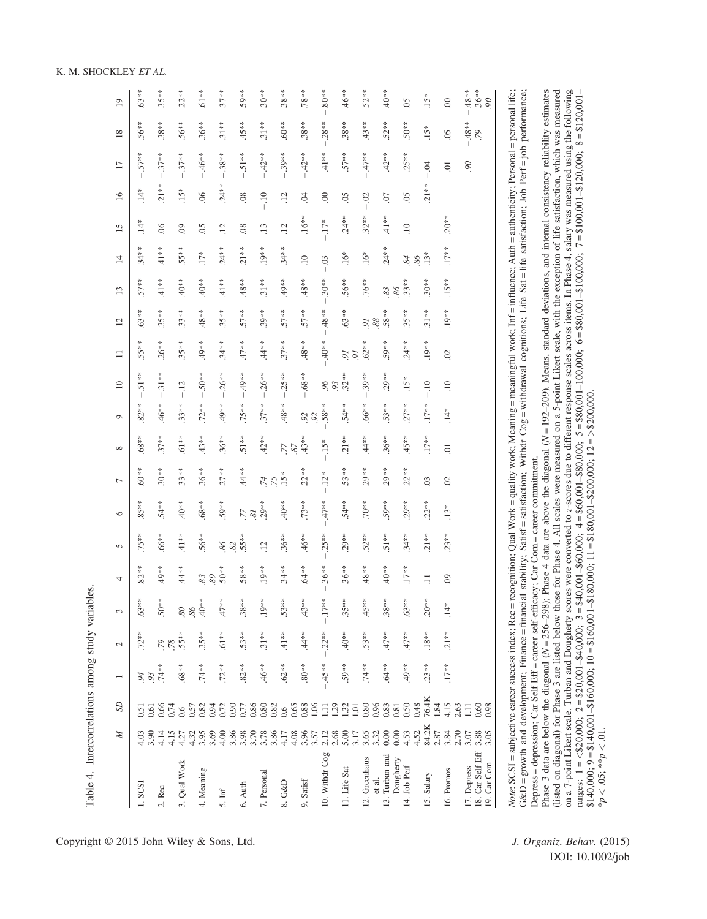Table 4. Intercorrelations among study variables.

| | M | SD | 1 | 2 | 3 | 4 | 5 | 6 | 7 | 8 | 9 | 10 | 11 | 12 | 13 | 14 | 15 | 16 | 17 | 18 | 19 |
|---|---|---|---|---|---|---|---|---|---|---|---|---|---|---|---|---|---|---|---|---|---|
| 1. SCSI | 4.03 / 3.90 | 0.51 / 0.61 | *.94* / *.93* | .72** | .63** | .82** | .75** | .85** | .60** | .68** | .82** | −.51** | .55** | .63** | .57** | .34** | .14* | .14* | −.57** | .56** | .63** |
| 2. Rec | 4.14 / 4.15 | 0.66 / 0.74 | .74** | *.79* / *.78* | .50** | .49** | .66** | .54** | .30** | .37** | .46** | −.31** | .26** | .35** | .41** | .41** | .06 | .21** | −.37** | .38** | .35** |
| 3. Qual Work | 4.27 / 4.32 | 0.6 / 0.57 | .68** | .55** | *.80* / *.86* | .44** | .41** | .40** | .33** | .61** | .33** | −.12 | .35** | .33** | .40** | .55** | .09 | .15* | −.37** | .56** | .22** |
| 4. Meaning | 3.95 / 3.69 | 0.82 / 0.94 | .74** | .35** | .40** | *.83* / *.89* | .56** | .68** | .36** | .43** | .72** | −.50** | .49** | .48** | .40** | .17* | .05 | .06 | −.46** | .36** | .61** |
| 5. Inf | 4.00 / 3.86 | 0.72 / 0.90 | .72** | .61** | .47** | .50** | *.86* / *.82* | .59** | .27** | .36** | .49** | −.26** | .34** | .35** | .41** | .24** | .12 | .24** | −.38** | .31** | .37** |
| 6. Auth | 3.98 / 3.70 | 0.77 / 0.86 | .82** | .53** | .38** | .58** | .55** | *.77* / *.81* | .44** | .51** | .75** | −.49** | .47** | .57** | .48** | .21** | .08 | .08 | −.51** | .45** | .59** |
| 7. Personal | 3.78 / 3.86 | 0.80 / 0.82 | .46** | .31** | .19** | .19** | .12 | .29** | *.74* / *.75* | .42** | .37** | −.26** | .44** | .39** | .31** | .19** | .13 | −.10 | −.42** | .31** | .30** |
| 8. G&D | 4.17 / 4.08 | 0.6 / 0.65 | .62** | .41** | .53** | .34** | .36** | .40** | .15* | *.77* / *.87* | .48** | −.25** | .37** | .57** | .49** | .34** | .12 | .12 | −.39** | .60** | .38** |
| 9. Satisf | 3.96 / 3.57 | 0.88 / 1.06 | .80** | .44** | .43** | .64** | .46** | .73** | .22** | .43** | *.92* / *.92* | −.68** | .48** | .57** | .48** | .10 | .16** | .04 | −.42** | .38** | .78** |
| 10. Withdr Cog | 2.12 / 2.68 | 1.11 / 1.29 | −.45** | −.22** | −.17** | −.36** | −.25** | −.47** | −.12* | −.15* | −.58** | *.96* / *.93* | −.40** | −.48** | −.30** | −.03 | −.17* | .00 | .41** | −.28** | −.80** |
| 11. Life Sat | 5.00 / 3.17 | 1.32 / 1.01 | .59** | .40** | .35** | .36** | .29** | .54** | .53** | .21** | .54** | −.32** | *.91* / *.91* | .63** | .56** | .16* | .24** | −.05 | −.57** | .38** | .46** |
| 12. Greenhaus et al. | 3.65 / 3.32 | 0.80 / 0.96 | .74** | .53** | .45** | .48** | .52** | .70** | .29** | .44** | .66** | −.39** | .62** | *.91* / *.88* | .76** | .16* | .32** | −.02 | −.47** | .43** | .52** |
| 13. Turban and Dougherty | 0.00 / 0.00 | 0.83 / 0.81 | .64** | .47** | .38** | .40** | .51** | .59** | .29** | .36** | .53** | −.29** | .59** | .58** | *.83* / *.86* | .24** | .41** | .07 | −.42** | .52** | .40** |
| 14. Job Perf | 4.53 / 4.52 | 0.50 / 0.48 | .49** | .47** | .63** | .17** | .34** | .29** | .22** | .45** | .27** | −.15* | .24** | .35** | .33** | *.84* / *.86* | .10 | .05 | −.25** | .50** | .05 |
| 15. Salary | 84.2K / 2.87 | 76.4K / 1.84 | .23** | .18** | .20** | .11 | .21** | .22** | .03 | .17** | .17** | −.10 | .19** | .31** | .30** | .13* | | .21** | −.04 | .15* | .15* |
| 16. Promos | 3.84 / 2.70 | 4.15 / 2.63 | .17** | .21** | .14* | .09 | .23** | .13* | .02 | −.01 | .14* | −.10 | .02 | .19** | .15** | .17** | .20** | | −.01 | .05 | .00 |
| 17. Depress | 3.07 | 1.11 | | | | | | | | | | | | | | | | | *.90* | −.48** | −.48** |
| 18. Car Self Eff | 3.88 | 0.60 | | | | | | | | | | | | | | | | | | *.79* | .36** |
| 19. Car Com | 3.05 | 0.98 | | | | | | | | | | | | | | | | | | | *.90* |

*Note*: SCSI = subjective career success index; Rec = recognition; Qual Work = quality work; Meaning = meaningful work; Inf = influence; Auth = authenticity; Personal = personal life; G&D = growth and development; Finance = financial stability; Satisf = satisfaction; Withdr Cog = withdrawal cognitions; Life Sat = life satisfaction; Job Perf = job performance; Depress = depression; Car Self Eff = career self-efficacy; Car Com = career commitment.

Phase 3 data are below the diagonal (*N* = 256–298); Phase 4 data are above the diagonal (*N* = 192–209). Means, standard deviations, and internal consistency reliability estimates (listed on diagonal) for Phase 3 are listed below those for Phase 4. All scales were measured on a 5-point Likert scale, with the exception of life satisfaction, which was measured on a 7-point Likert scale. Turban and Dougherty scores were converted to *z*-scores due to different response scales across items. In Phase 4, salary was measured using the following ranges; 1 = <\$20,000; 2 = \$20,001–\$40,000; 3 = \$40,001–\$60,000; 4 = \$60,001–\$80,000; 5 = \$80,001–100,000; 6 = \$80,001–\$100,000; 7 = \$100,001–\$120,000; 8 = \$120,001–\$140,000; 9 = \$140,001–\$160,000; 10 = \$160,001–\$180,000; 11 = \$180,001–\$200,000; 12 = >\$200,000.

*$p < .05$; **$p < .01$.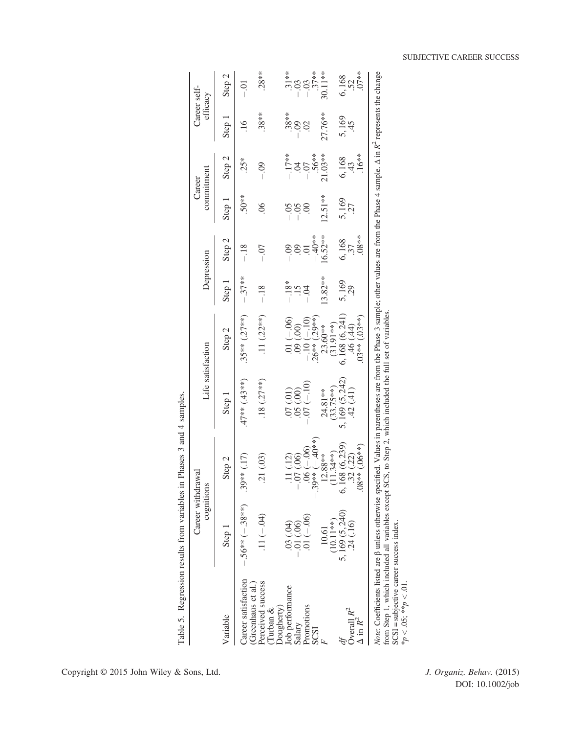Table 5. Regression results from variables in Phases 3 and 4 samples.

| Variable | Career withdrawal cognitions | | Life satisfaction | | Depression | | Career commitment | | Career self-efficacy | |
|---|---|---|---|---|---|---|---|---|---|---|
| | Step 1 | Step 2 | Step 1 | Step 2 | Step 1 | Step 2 | Step 1 | Step 2 | Step 1 | Step 2 |
| Career satisfaction (Greenhaus et al.) | −.56** (−.38**) | .39** (.17) | .47** (.43**) | .35** (.27**) | −.37** | −.18 | .50** | .25* | .16 | −.01 |
| Perceived success (Turban & Dougherty) | .11 (−.04) | .21 (.03) | .18 (.27**) | .11 (.22**) | −.18 | −.07 | .06 | −.09 | .38** | .28** |
| Job performance | .03 (.04) | .11 (.12) | .07 (.01) | .01 (−.06) | −.18* | −.09 | −.05 | −.17** | .38** | .31** |
| Salary | −.01 (.06) | −.07 (.06) | .05 (.00) | .09 (.00) | .15 | .09 | −.05 | .04 | −.09 | −.03 |
| Promotions | .01 (−.06) | .06 (−.06) | −.07 (−.10) | −.10 (−.10) | −.04 | .01 | .00 | −.07 | .02 | −.03 |
| SCSI | | −.39** (−.40**) | | .26** (.29**) | | −.40** | | .56** | | .37** |
| $F$ | 10.61 (10.11**) | 12.88** (11.34**) | 24.81** (33.75**) | 23.60** (31.91**) | 13.82** | 16.52** | 12.51** | 21.03** | 27.76** | 30.11** |
| $df$ | 5, 169 (5, 240) | 6, 168 (6, 239) | 5, 169 (5, 242) | 6, 168 (6, 241) | 5, 169 | 6, 168 | 5, 169 | 6, 168 | 5, 169 | 6, 168 |
| Overall $R^2$ | .24 (.16) | .32 (.22) | .42 (.41) | .46 (.44) | .29 | .37 | .27 | .43 | .45 | .52 |
| $\Delta$ in $R^2$ | | .08** (.06**) | | .03** (.03**) | | .08** | | .16** | | .07** |

*Note*: Coefficients listed are β unless otherwise specified. Values in parentheses are from the Phase 3 sample; other values are from the Phase 4 sample. Δ in $R^2$ represents the change from Step 1, which included all variables except SCS, to Step 2, which included the full set of variables.
SCSI = subjective career success index.
$*p < .05$; $**p < .01$.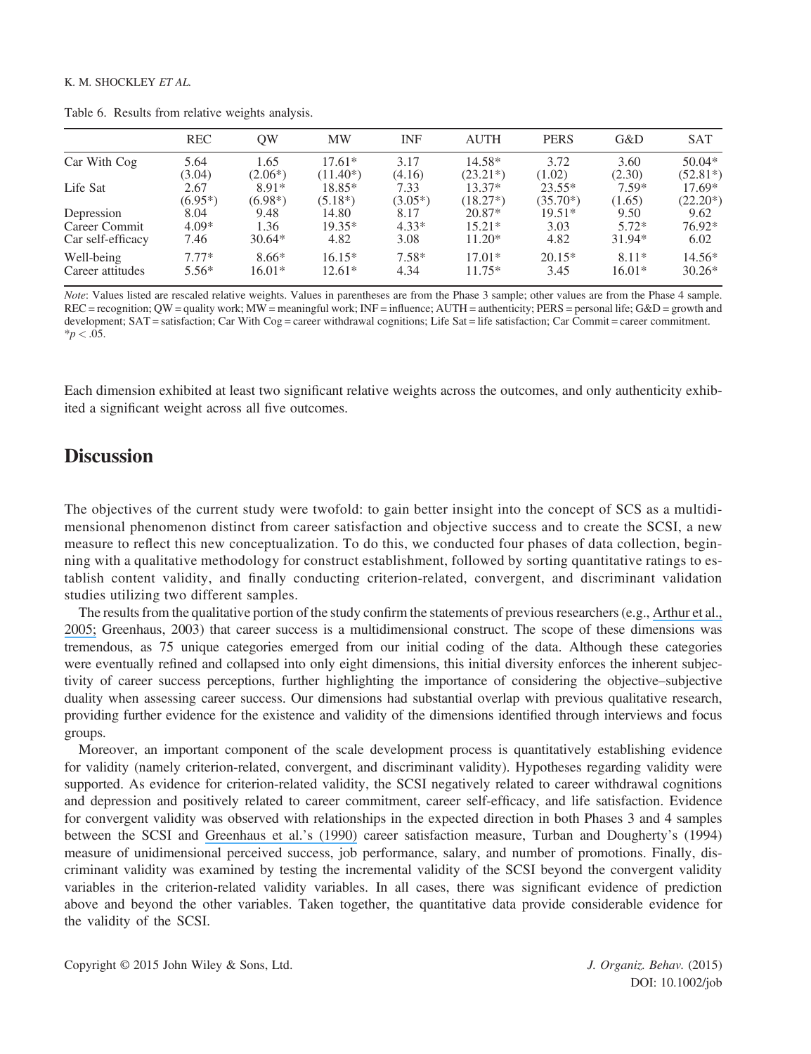Table 6. Results from relative weights analysis.

| | REC | QW | MW | INF | AUTH | PERS | G&D | SAT |
|---|---|---|---|---|---|---|---|---|
| Car With Cog | 5.64 (3.04) | 1.65 (2.06*) | 17.61* (11.40*) | 3.17 (4.16) | 14.58* (23.21*) | 3.72 (1.02) | 3.60 (2.30) | 50.04* (52.81*) |
| Life Sat | 2.67 (6.95*) | 8.91* (6.98*) | 18.85* (5.18*) | 7.33 (3.05*) | 13.37* (18.27*) | 23.55* (35.70*) | 7.59* (1.65) | 17.69* (22.20*) |
| Depression | 8.04 | 9.48 | 14.80 | 8.17 | 20.87* | 19.51* | 9.50 | 9.62 |
| Career Commit | 4.09* | 1.36 | 19.35* | 4.33* | 15.21* | 3.03 | 5.72* | 76.92* |
| Car self-efficacy | 7.46 | 30.64* | 4.82 | 3.08 | 11.20* | 4.82 | 31.94* | 6.02 |
| Well-being | 7.77* | 8.66* | 16.15* | 7.58* | 17.01* | 20.15* | 8.11* | 14.56* |
| Career attitudes | 5.56* | 16.01* | 12.61* | 4.34 | 11.75* | 3.45 | 16.01* | 30.26* |

*Note*: Values listed are rescaled relative weights. Values in parentheses are from the Phase 3 sample; other values are from the Phase 4 sample. REC = recognition; QW = quality work; MW = meaningful work; INF = influence; AUTH = authenticity; PERS = personal life; G&D = growth and development; SAT = satisfaction; Car With Cog = career withdrawal cognitions; Life Sat = life satisfaction; Car Commit = career commitment.
*$p < .05$.

Each dimension exhibited at least two significant relative weights across the outcomes, and only authenticity exhibited a significant weight across all five outcomes.

## Discussion

The objectives of the current study were twofold: to gain better insight into the concept of SCS as a multidimensional phenomenon distinct from career satisfaction and objective success and to create the SCSI, a new measure to reflect this new conceptualization. To do this, we conducted four phases of data collection, beginning with a qualitative methodology for construct establishment, followed by sorting quantitative ratings to establish content validity, and finally conducting criterion-related, convergent, and discriminant validation studies utilizing two different samples.

The results from the qualitative portion of the study confirm the statements of previous researchers (e.g., Arthur et al., 2005; Greenhaus, 2003) that career success is a multidimensional construct. The scope of these dimensions was tremendous, as 75 unique categories emerged from our initial coding of the data. Although these categories were eventually refined and collapsed into only eight dimensions, this initial diversity enforces the inherent subjectivity of career success perceptions, further highlighting the importance of considering the objective–subjective duality when assessing career success. Our dimensions had substantial overlap with previous qualitative research, providing further evidence for the existence and validity of the dimensions identified through interviews and focus groups.

Moreover, an important component of the scale development process is quantitatively establishing evidence for validity (namely criterion-related, convergent, and discriminant validity). Hypotheses regarding validity were supported. As evidence for criterion-related validity, the SCSI negatively related to career withdrawal cognitions and depression and positively related to career commitment, career self-efficacy, and life satisfaction. Evidence for convergent validity was observed with relationships in the expected direction in both Phases 3 and 4 samples between the SCSI and Greenhaus et al.'s (1990) career satisfaction measure, Turban and Dougherty's (1994) measure of unidimensional perceived success, job performance, salary, and number of promotions. Finally, discriminant validity was examined by testing the incremental validity of the SCSI beyond the convergent validity variables in the criterion-related validity variables. In all cases, there was significant evidence of prediction above and beyond the other variables. Taken together, the quantitative data provide considerable evidence for the validity of the SCSI.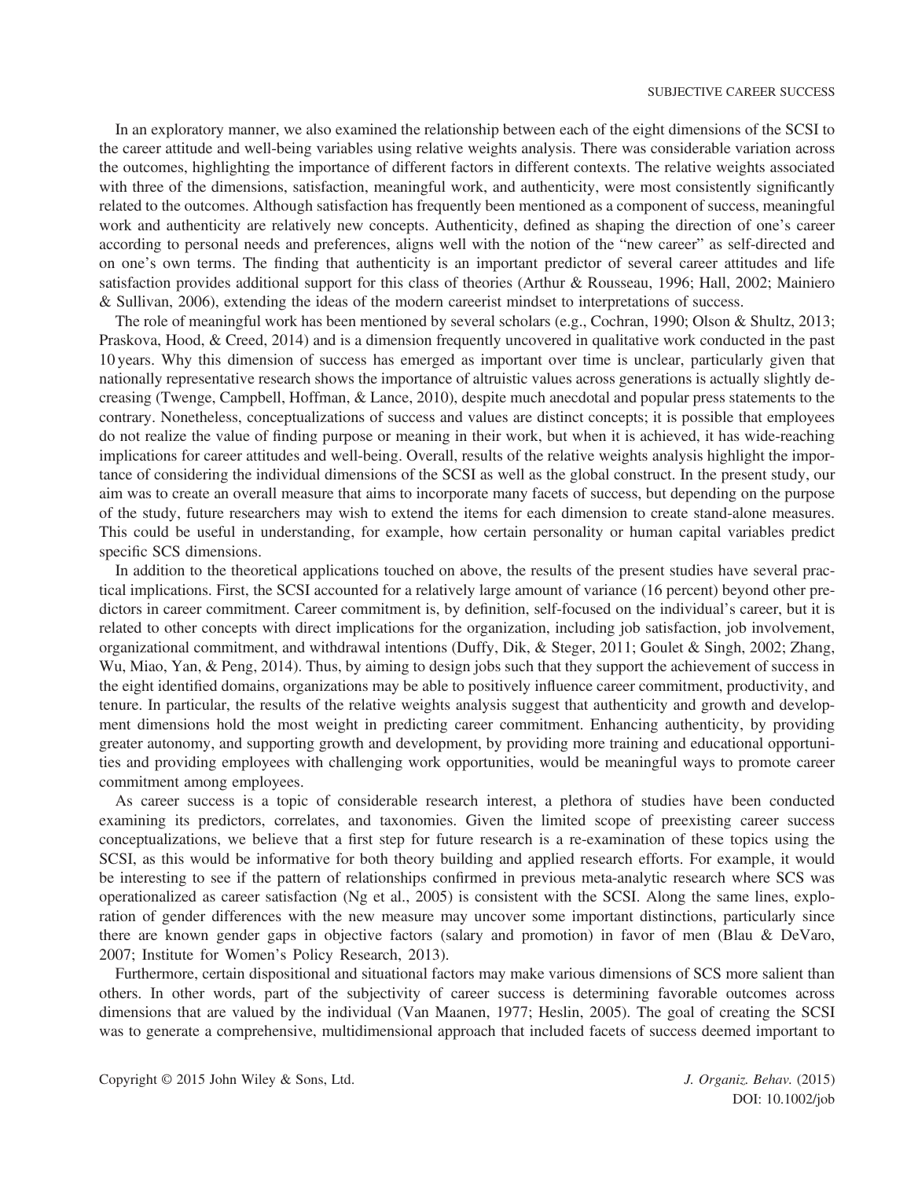In an exploratory manner, we also examined the relationship between each of the eight dimensions of the SCSI to the career attitude and well-being variables using relative weights analysis. There was considerable variation across the outcomes, highlighting the importance of different factors in different contexts. The relative weights associated with three of the dimensions, satisfaction, meaningful work, and authenticity, were most consistently significantly related to the outcomes. Although satisfaction has frequently been mentioned as a component of success, meaningful work and authenticity are relatively new concepts. Authenticity, defined as shaping the direction of one's career according to personal needs and preferences, aligns well with the notion of the "new career" as self-directed and on one's own terms. The finding that authenticity is an important predictor of several career attitudes and life satisfaction provides additional support for this class of theories (Arthur & Rousseau, 1996; Hall, 2002; Mainiero & Sullivan, 2006), extending the ideas of the modern careerist mindset to interpretations of success.

The role of meaningful work has been mentioned by several scholars (e.g., Cochran, 1990; Olson & Shultz, 2013; Praskova, Hood, & Creed, 2014) and is a dimension frequently uncovered in qualitative work conducted in the past 10 years. Why this dimension of success has emerged as important over time is unclear, particularly given that nationally representative research shows the importance of altruistic values across generations is actually slightly decreasing (Twenge, Campbell, Hoffman, & Lance, 2010), despite much anecdotal and popular press statements to the contrary. Nonetheless, conceptualizations of success and values are distinct concepts; it is possible that employees do not realize the value of finding purpose or meaning in their work, but when it is achieved, it has wide-reaching implications for career attitudes and well-being. Overall, results of the relative weights analysis highlight the importance of considering the individual dimensions of the SCSI as well as the global construct. In the present study, our aim was to create an overall measure that aims to incorporate many facets of success, but depending on the purpose of the study, future researchers may wish to extend the items for each dimension to create stand-alone measures. This could be useful in understanding, for example, how certain personality or human capital variables predict specific SCS dimensions.

In addition to the theoretical applications touched on above, the results of the present studies have several practical implications. First, the SCSI accounted for a relatively large amount of variance (16 percent) beyond other predictors in career commitment. Career commitment is, by definition, self-focused on the individual's career, but it is related to other concepts with direct implications for the organization, including job satisfaction, job involvement, organizational commitment, and withdrawal intentions (Duffy, Dik, & Steger, 2011; Goulet & Singh, 2002; Zhang, Wu, Miao, Yan, & Peng, 2014). Thus, by aiming to design jobs such that they support the achievement of success in the eight identified domains, organizations may be able to positively influence career commitment, productivity, and tenure. In particular, the results of the relative weights analysis suggest that authenticity and growth and development dimensions hold the most weight in predicting career commitment. Enhancing authenticity, by providing greater autonomy, and supporting growth and development, by providing more training and educational opportunities and providing employees with challenging work opportunities, would be meaningful ways to promote career commitment among employees.

As career success is a topic of considerable research interest, a plethora of studies have been conducted examining its predictors, correlates, and taxonomies. Given the limited scope of preexisting career success conceptualizations, we believe that a first step for future research is a re-examination of these topics using the SCSI, as this would be informative for both theory building and applied research efforts. For example, it would be interesting to see if the pattern of relationships confirmed in previous meta-analytic research where SCS was operationalized as career satisfaction (Ng et al., 2005) is consistent with the SCSI. Along the same lines, exploration of gender differences with the new measure may uncover some important distinctions, particularly since there are known gender gaps in objective factors (salary and promotion) in favor of men (Blau & DeVaro, 2007; Institute for Women's Policy Research, 2013).

Furthermore, certain dispositional and situational factors may make various dimensions of SCS more salient than others. In other words, part of the subjectivity of career success is determining favorable outcomes across dimensions that are valued by the individual (Van Maanen, 1977; Heslin, 2005). The goal of creating the SCSI was to generate a comprehensive, multidimensional approach that included facets of success deemed important to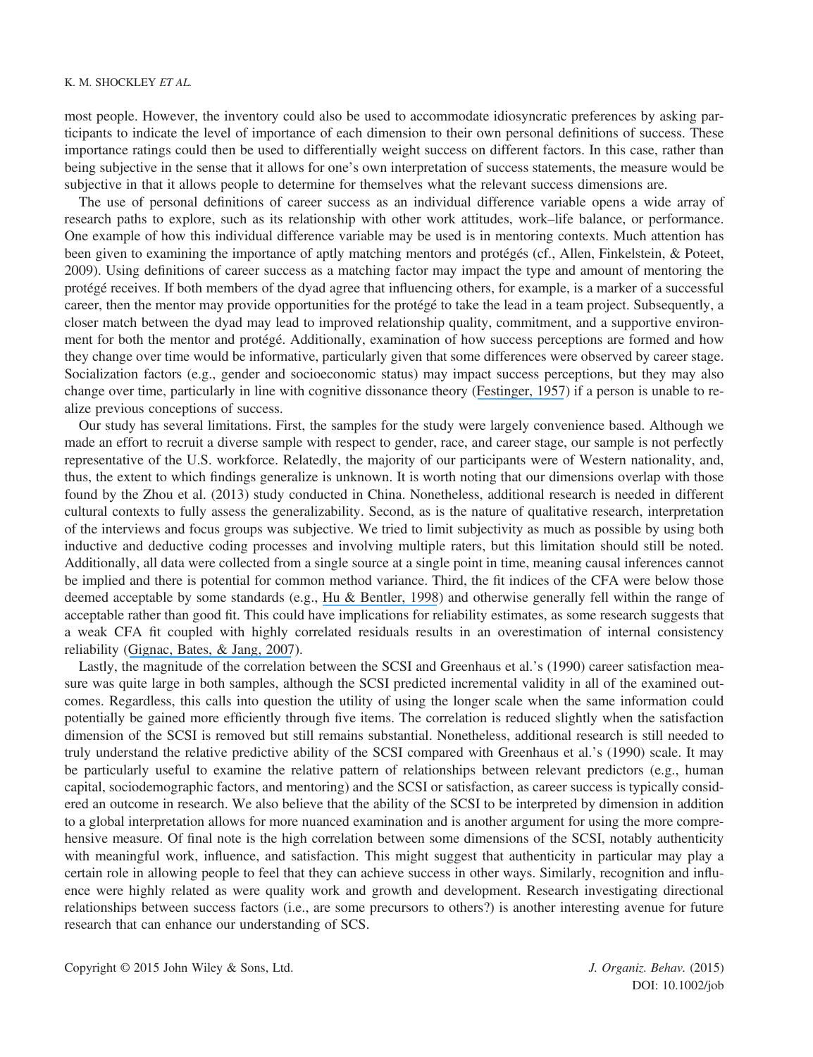most people. However, the inventory could also be used to accommodate idiosyncratic preferences by asking participants to indicate the level of importance of each dimension to their own personal definitions of success. These importance ratings could then be used to differentially weight success on different factors. In this case, rather than being subjective in the sense that it allows for one's own interpretation of success statements, the measure would be subjective in that it allows people to determine for themselves what the relevant success dimensions are.

The use of personal definitions of career success as an individual difference variable opens a wide array of research paths to explore, such as its relationship with other work attitudes, work–life balance, or performance. One example of how this individual difference variable may be used is in mentoring contexts. Much attention has been given to examining the importance of aptly matching mentors and protégés (cf., Allen, Finkelstein, & Poteet, 2009). Using definitions of career success as a matching factor may impact the type and amount of mentoring the protégé receives. If both members of the dyad agree that influencing others, for example, is a marker of a successful career, then the mentor may provide opportunities for the protégé to take the lead in a team project. Subsequently, a closer match between the dyad may lead to improved relationship quality, commitment, and a supportive environment for both the mentor and protégé. Additionally, examination of how success perceptions are formed and how they change over time would be informative, particularly given that some differences were observed by career stage. Socialization factors (e.g., gender and socioeconomic status) may impact success perceptions, but they may also change over time, particularly in line with cognitive dissonance theory (Festinger, 1957) if a person is unable to realize previous conceptions of success.

Our study has several limitations. First, the samples for the study were largely convenience based. Although we made an effort to recruit a diverse sample with respect to gender, race, and career stage, our sample is not perfectly representative of the U.S. workforce. Relatedly, the majority of our participants were of Western nationality, and, thus, the extent to which findings generalize is unknown. It is worth noting that our dimensions overlap with those found by the Zhou et al. (2013) study conducted in China. Nonetheless, additional research is needed in different cultural contexts to fully assess the generalizability. Second, as is the nature of qualitative research, interpretation of the interviews and focus groups was subjective. We tried to limit subjectivity as much as possible by using both inductive and deductive coding processes and involving multiple raters, but this limitation should still be noted. Additionally, all data were collected from a single source at a single point in time, meaning causal inferences cannot be implied and there is potential for common method variance. Third, the fit indices of the CFA were below those deemed acceptable by some standards (e.g., Hu & Bentler, 1998) and otherwise generally fell within the range of acceptable rather than good fit. This could have implications for reliability estimates, as some research suggests that a weak CFA fit coupled with highly correlated residuals results in an overestimation of internal consistency reliability (Gignac, Bates, & Jang, 2007).

Lastly, the magnitude of the correlation between the SCSI and Greenhaus et al.'s (1990) career satisfaction measure was quite large in both samples, although the SCSI predicted incremental validity in all of the examined outcomes. Regardless, this calls into question the utility of using the longer scale when the same information could potentially be gained more efficiently through five items. The correlation is reduced slightly when the satisfaction dimension of the SCSI is removed but still remains substantial. Nonetheless, additional research is still needed to truly understand the relative predictive ability of the SCSI compared with Greenhaus et al.'s (1990) scale. It may be particularly useful to examine the relative pattern of relationships between relevant predictors (e.g., human capital, sociodemographic factors, and mentoring) and the SCSI or satisfaction, as career success is typically considered an outcome in research. We also believe that the ability of the SCSI to be interpreted by dimension in addition to a global interpretation allows for more nuanced examination and is another argument for using the more comprehensive measure. Of final note is the high correlation between some dimensions of the SCSI, notably authenticity with meaningful work, influence, and satisfaction. This might suggest that authenticity in particular may play a certain role in allowing people to feel that they can achieve success in other ways. Similarly, recognition and influence were highly related as were quality work and growth and development. Research investigating directional relationships between success factors (i.e., are some precursors to others?) is another interesting avenue for future research that can enhance our understanding of SCS.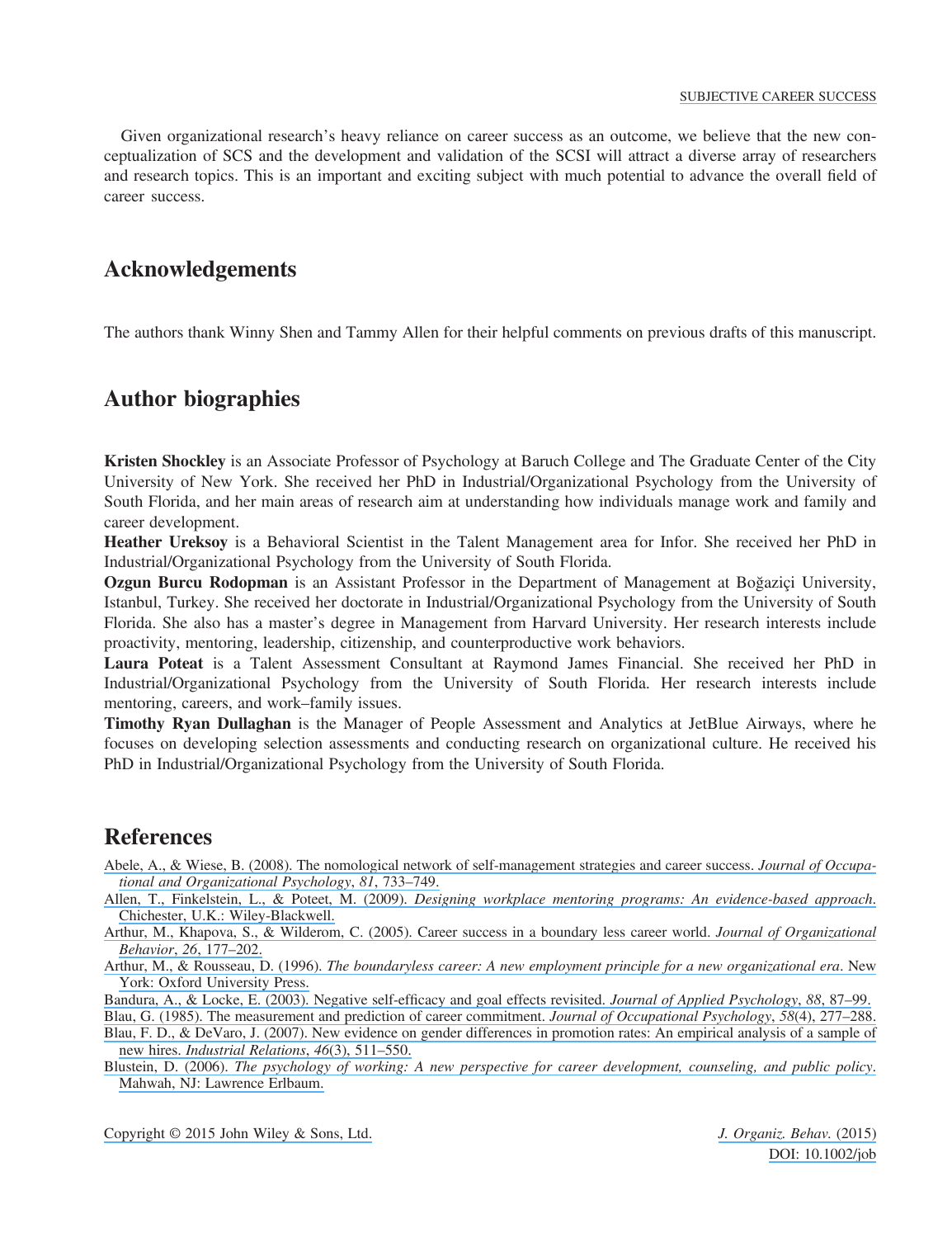Given organizational research's heavy reliance on career success as an outcome, we believe that the new conceptualization of SCS and the development and validation of the SCSI will attract a diverse array of researchers and research topics. This is an important and exciting subject with much potential to advance the overall field of career success.

## Acknowledgements

The authors thank Winny Shen and Tammy Allen for their helpful comments on previous drafts of this manuscript.

## Author biographies

**Kristen Shockley** is an Associate Professor of Psychology at Baruch College and The Graduate Center of the City University of New York. She received her PhD in Industrial/Organizational Psychology from the University of South Florida, and her main areas of research aim at understanding how individuals manage work and family and career development.

**Heather Ureksoy** is a Behavioral Scientist in the Talent Management area for Infor. She received her PhD in Industrial/Organizational Psychology from the University of South Florida.

**Ozgun Burcu Rodopman** is an Assistant Professor in the Department of Management at Boğaziçi University, Istanbul, Turkey. She received her doctorate in Industrial/Organizational Psychology from the University of South Florida. She also has a master's degree in Management from Harvard University. Her research interests include proactivity, mentoring, leadership, citizenship, and counterproductive work behaviors.

**Laura Poteat** is a Talent Assessment Consultant at Raymond James Financial. She received her PhD in Industrial/Organizational Psychology from the University of South Florida. Her research interests include mentoring, careers, and work–family issues.

**Timothy Ryan Dullaghan** is the Manager of People Assessment and Analytics at JetBlue Airways, where he focuses on developing selection assessments and conducting research on organizational culture. He received his PhD in Industrial/Organizational Psychology from the University of South Florida.

## References

Abele, A., & Wiese, B. (2008). The nomological network of self-management strategies and career success. *Journal of Occupational and Organizational Psychology*, *81*, 733–749.

Allen, T., Finkelstein, L., & Poteet, M. (2009). *Designing workplace mentoring programs: An evidence-based approach*. Chichester, U.K.: Wiley-Blackwell.

Arthur, M., Khapova, S., & Wilderom, C. (2005). Career success in a boundary less career world. *Journal of Organizational Behavior*, *26*, 177–202.

Arthur, M., & Rousseau, D. (1996). *The boundaryless career: A new employment principle for a new organizational era*. New York: Oxford University Press.

Bandura, A., & Locke, E. (2003). Negative self-efficacy and goal effects revisited. *Journal of Applied Psychology*, *88*, 87–99.

Blau, G. (1985). The measurement and prediction of career commitment. *Journal of Occupational Psychology*, *58*(4), 277–288.

Blau, F. D., & DeVaro, J. (2007). New evidence on gender differences in promotion rates: An empirical analysis of a sample of new hires. *Industrial Relations*, *46*(3), 511–550.

Blustein, D. (2006). *The psychology of working: A new perspective for career development, counseling, and public policy*. Mahwah, NJ: Lawrence Erlbaum.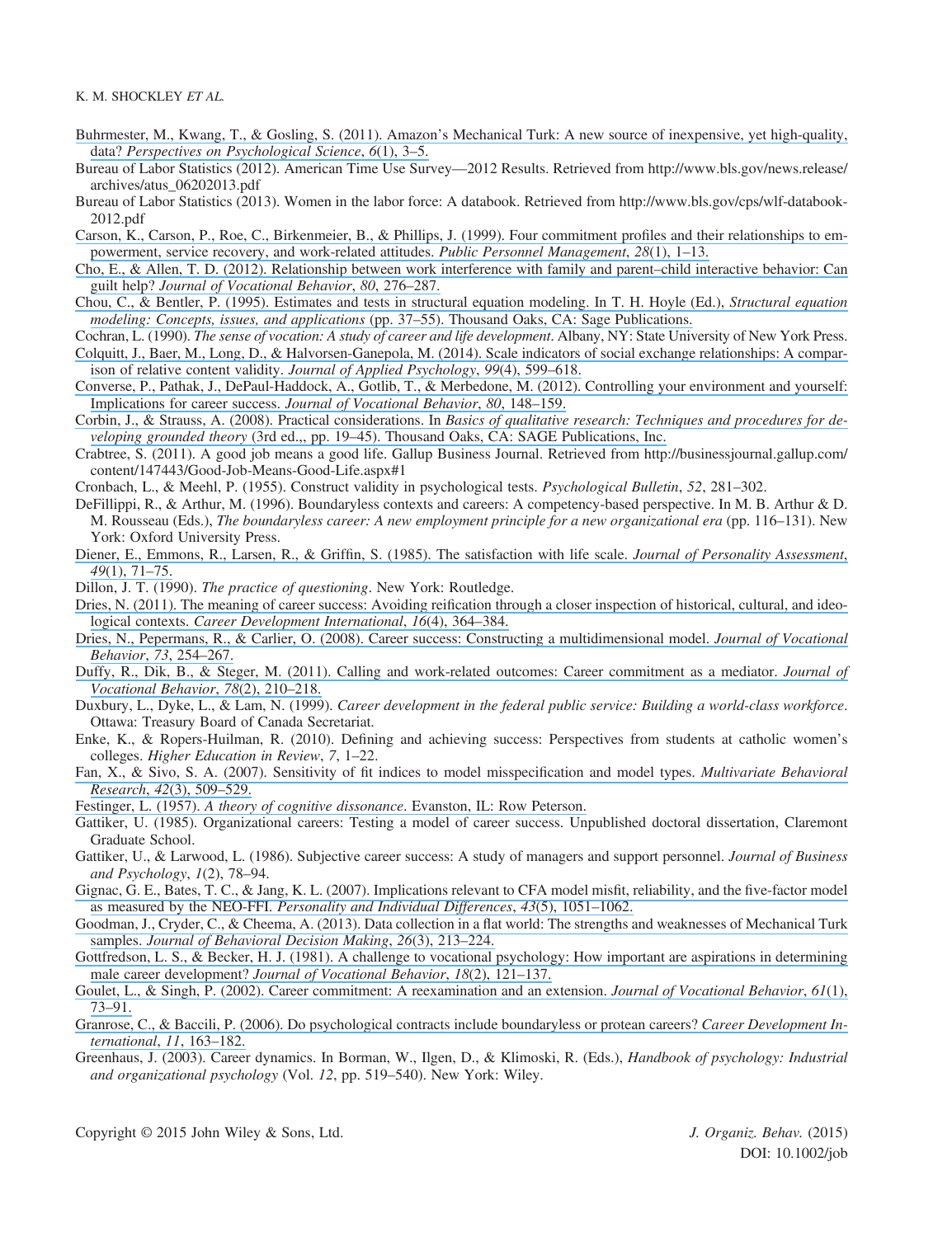Buhrmester, M., Kwang, T., & Gosling, S. (2011). Amazon's Mechanical Turk: A new source of inexpensive, yet high-quality, data? *Perspectives on Psychological Science*, *6*(1), 3–5.

Bureau of Labor Statistics (2012). American Time Use Survey—2012 Results. Retrieved from http://www.bls.gov/news.release/archives/atus_06202013.pdf

Bureau of Labor Statistics (2013). Women in the labor force: A databook. Retrieved from http://www.bls.gov/cps/wlf-databook-2012.pdf

Carson, K., Carson, P., Roe, C., Birkenmeier, B., & Phillips, J. (1999). Four commitment profiles and their relationships to empowerment, service recovery, and work-related attitudes. *Public Personnel Management*, *28*(1), 1–13.

Cho, E., & Allen, T. D. (2012). Relationship between work interference with family and parent–child interactive behavior: Can guilt help? *Journal of Vocational Behavior*, *80*, 276–287.

Chou, C., & Bentler, P. (1995). Estimates and tests in structural equation modeling. In T. H. Hoyle (Ed.), *Structural equation modeling: Concepts, issues, and applications* (pp. 37–55). Thousand Oaks, CA: Sage Publications.

Cochran, L. (1990). *The sense of vocation: A study of career and life development*. Albany, NY: State University of New York Press.

Colquitt, J., Baer, M., Long, D., & Halvorsen-Ganepola, M. (2014). Scale indicators of social exchange relationships: A comparison of relative content validity. *Journal of Applied Psychology*, *99*(4), 599–618.

Converse, P., Pathak, J., DePaul-Haddock, A., Gotlib, T., & Merbedone, M. (2012). Controlling your environment and yourself: Implications for career success. *Journal of Vocational Behavior*, *80*, 148–159.

Corbin, J., & Strauss, A. (2008). Practical considerations. In *Basics of qualitative research: Techniques and procedures for developing grounded theory* (3rd ed.,, pp. 19–45). Thousand Oaks, CA: SAGE Publications, Inc.

Crabtree, S. (2011). A good job means a good life. Gallup Business Journal. Retrieved from http://businessjournal.gallup.com/content/147443/Good-Job-Means-Good-Life.aspx#1

Cronbach, L., & Meehl, P. (1955). Construct validity in psychological tests. *Psychological Bulletin*, *52*, 281–302.

DeFillippi, R., & Arthur, M. (1996). Boundaryless contexts and careers: A competency-based perspective. In M. B. Arthur & D. M. Rousseau (Eds.), *The boundaryless career: A new employment principle for a new organizational era* (pp. 116–131). New York: Oxford University Press.

Diener, E., Emmons, R., Larsen, R., & Griffin, S. (1985). The satisfaction with life scale. *Journal of Personality Assessment*, *49*(1), 71–75.

Dillon, J. T. (1990). *The practice of questioning*. New York: Routledge.

Dries, N. (2011). The meaning of career success: Avoiding reification through a closer inspection of historical, cultural, and ideological contexts. *Career Development International*, *16*(4), 364–384.

Dries, N., Pepermans, R., & Carlier, O. (2008). Career success: Constructing a multidimensional model. *Journal of Vocational Behavior*, *73*, 254–267.

Duffy, R., Dik, B., & Steger, M. (2011). Calling and work-related outcomes: Career commitment as a mediator. *Journal of Vocational Behavior*, *78*(2), 210–218.

Duxbury, L., Dyke, L., & Lam, N. (1999). *Career development in the federal public service: Building a world-class workforce*. Ottawa: Treasury Board of Canada Secretariat.

Enke, K., & Ropers-Huilman, R. (2010). Defining and achieving success: Perspectives from students at catholic women's colleges. *Higher Education in Review*, *7*, 1–22.

Fan, X., & Sivo, S. A. (2007). Sensitivity of fit indices to model misspecification and model types. *Multivariate Behavioral Research*, *42*(3), 509–529.

Festinger, L. (1957). *A theory of cognitive dissonance*. Evanston, IL: Row Peterson.

Gattiker, U. (1985). Organizational careers: Testing a model of career success. Unpublished doctoral dissertation, Claremont Graduate School.

Gattiker, U., & Larwood, L. (1986). Subjective career success: A study of managers and support personnel. *Journal of Business and Psychology*, *1*(2), 78–94.

Gignac, G. E., Bates, T. C., & Jang, K. L. (2007). Implications relevant to CFA model misfit, reliability, and the five-factor model as measured by the NEO-FFI. *Personality and Individual Differences*, *43*(5), 1051–1062.

Goodman, J., Cryder, C., & Cheema, A. (2013). Data collection in a flat world: The strengths and weaknesses of Mechanical Turk samples. *Journal of Behavioral Decision Making*, *26*(3), 213–224.

Gottfredson, L. S., & Becker, H. J. (1981). A challenge to vocational psychology: How important are aspirations in determining male career development? *Journal of Vocational Behavior*, *18*(2), 121–137.

Goulet, L., & Singh, P. (2002). Career commitment: A reexamination and an extension. *Journal of Vocational Behavior*, *61*(1), 73–91.

Granrose, C., & Baccili, P. (2006). Do psychological contracts include boundaryless or protean careers? *Career Development International*, *11*, 163–182.

Greenhaus, J. (2003). Career dynamics. In Borman, W., Ilgen, D., & Klimoski, R. (Eds.), *Handbook of psychology: Industrial and organizational psychology* (Vol. *12*, pp. 519–540). New York: Wiley.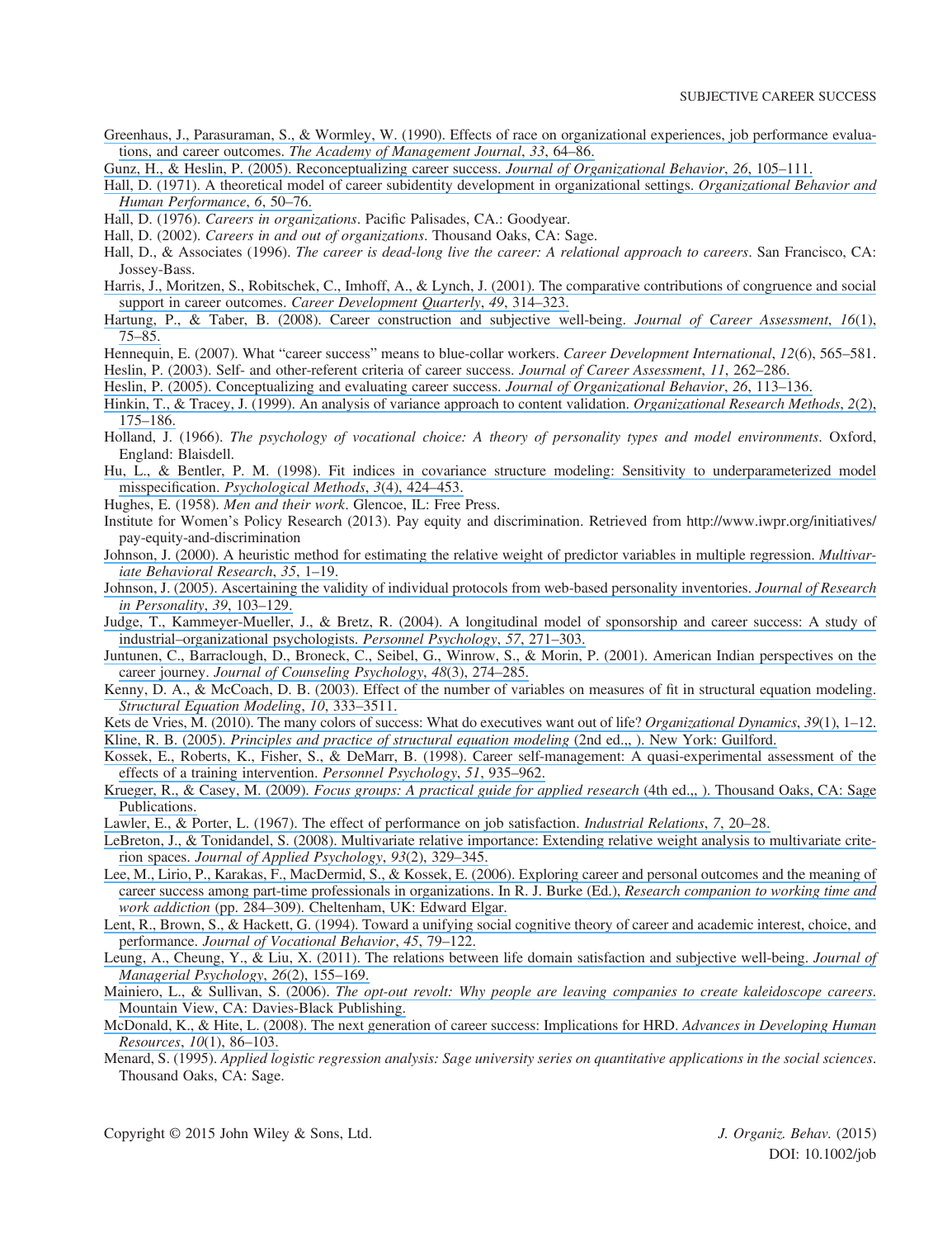Greenhaus, J., Parasuraman, S., & Wormley, W. (1990). Effects of race on organizational experiences, job performance evaluations, and career outcomes. *The Academy of Management Journal*, *33*, 64–86.

Gunz, H., & Heslin, P. (2005). Reconceptualizing career success. *Journal of Organizational Behavior*, *26*, 105–111.

Hall, D. (1971). A theoretical model of career subidentity development in organizational settings. *Organizational Behavior and Human Performance*, *6*, 50–76.

Hall, D. (1976). *Careers in organizations*. Pacific Palisades, CA.: Goodyear.

Hall, D. (2002). *Careers in and out of organizations*. Thousand Oaks, CA: Sage.

Hall, D., & Associates (1996). *The career is dead-long live the career: A relational approach to careers*. San Francisco, CA: Jossey-Bass.

Harris, J., Moritzen, S., Robitschek, C., Imhoff, A., & Lynch, J. (2001). The comparative contributions of congruence and social support in career outcomes. *Career Development Quarterly*, *49*, 314–323.

Hartung, P., & Taber, B. (2008). Career construction and subjective well-being. *Journal of Career Assessment*, *16*(1), 75–85.

Hennequin, E. (2007). What "career success" means to blue-collar workers. *Career Development International*, *12*(6), 565–581.

Heslin, P. (2003). Self- and other-referent criteria of career success. *Journal of Career Assessment*, *11*, 262–286.

Heslin, P. (2005). Conceptualizing and evaluating career success. *Journal of Organizational Behavior*, *26*, 113–136.

Hinkin, T., & Tracey, J. (1999). An analysis of variance approach to content validation. *Organizational Research Methods*, *2*(2), 175–186.

Holland, J. (1966). *The psychology of vocational choice: A theory of personality types and model environments*. Oxford, England: Blaisdell.

Hu, L., & Bentler, P. M. (1998). Fit indices in covariance structure modeling: Sensitivity to underparameterized model misspecification. *Psychological Methods*, *3*(4), 424–453.

Hughes, E. (1958). *Men and their work*. Glencoe, IL: Free Press.

Institute for Women's Policy Research (2013). Pay equity and discrimination. Retrieved from http://www.iwpr.org/initiatives/pay-equity-and-discrimination

Johnson, J. (2000). A heuristic method for estimating the relative weight of predictor variables in multiple regression. *Multivariate Behavioral Research*, *35*, 1–19.

Johnson, J. (2005). Ascertaining the validity of individual protocols from web-based personality inventories. *Journal of Research in Personality*, *39*, 103–129.

Judge, T., Kammeyer-Mueller, J., & Bretz, R. (2004). A longitudinal model of sponsorship and career success: A study of industrial–organizational psychologists. *Personnel Psychology*, *57*, 271–303.

Juntunen, C., Barraclough, D., Broneck, C., Seibel, G., Winrow, S., & Morin, P. (2001). American Indian perspectives on the career journey. *Journal of Counseling Psychology*, *48*(3), 274–285.

Kenny, D. A., & McCoach, D. B. (2003). Effect of the number of variables on measures of fit in structural equation modeling. *Structural Equation Modeling*, *10*, 333–3511.

Kets de Vries, M. (2010). The many colors of success: What do executives want out of life? *Organizational Dynamics*, *39*(1), 1–12.

Kline, R. B. (2005). *Principles and practice of structural equation modeling* (2nd ed.,, ). New York: Guilford.

Kossek, E., Roberts, K., Fisher, S., & DeMarr, B. (1998). Career self-management: A quasi-experimental assessment of the effects of a training intervention. *Personnel Psychology*, *51*, 935–962.

Krueger, R., & Casey, M. (2009). *Focus groups: A practical guide for applied research* (4th ed.,, ). Thousand Oaks, CA: Sage Publications.

Lawler, E., & Porter, L. (1967). The effect of performance on job satisfaction. *Industrial Relations*, *7*, 20–28.

LeBreton, J., & Tonidandel, S. (2008). Multivariate relative importance: Extending relative weight analysis to multivariate criterion spaces. *Journal of Applied Psychology*, *93*(2), 329–345.

Lee, M., Lirio, P., Karakas, F., MacDermid, S., & Kossek, E. (2006). Exploring career and personal outcomes and the meaning of career success among part-time professionals in organizations. In R. J. Burke (Ed.), *Research companion to working time and work addiction* (pp. 284–309). Cheltenham, UK: Edward Elgar.

Lent, R., Brown, S., & Hackett, G. (1994). Toward a unifying social cognitive theory of career and academic interest, choice, and performance. *Journal of Vocational Behavior*, *45*, 79–122.

Leung, A., Cheung, Y., & Liu, X. (2011). The relations between life domain satisfaction and subjective well-being. *Journal of Managerial Psychology*, *26*(2), 155–169.

Mainiero, L., & Sullivan, S. (2006). *The opt-out revolt: Why people are leaving companies to create kaleidoscope careers*. Mountain View, CA: Davies-Black Publishing.

McDonald, K., & Hite, L. (2008). The next generation of career success: Implications for HRD. *Advances in Developing Human Resources*, *10*(1), 86–103.

Menard, S. (1995). *Applied logistic regression analysis: Sage university series on quantitative applications in the social sciences*. Thousand Oaks, CA: Sage.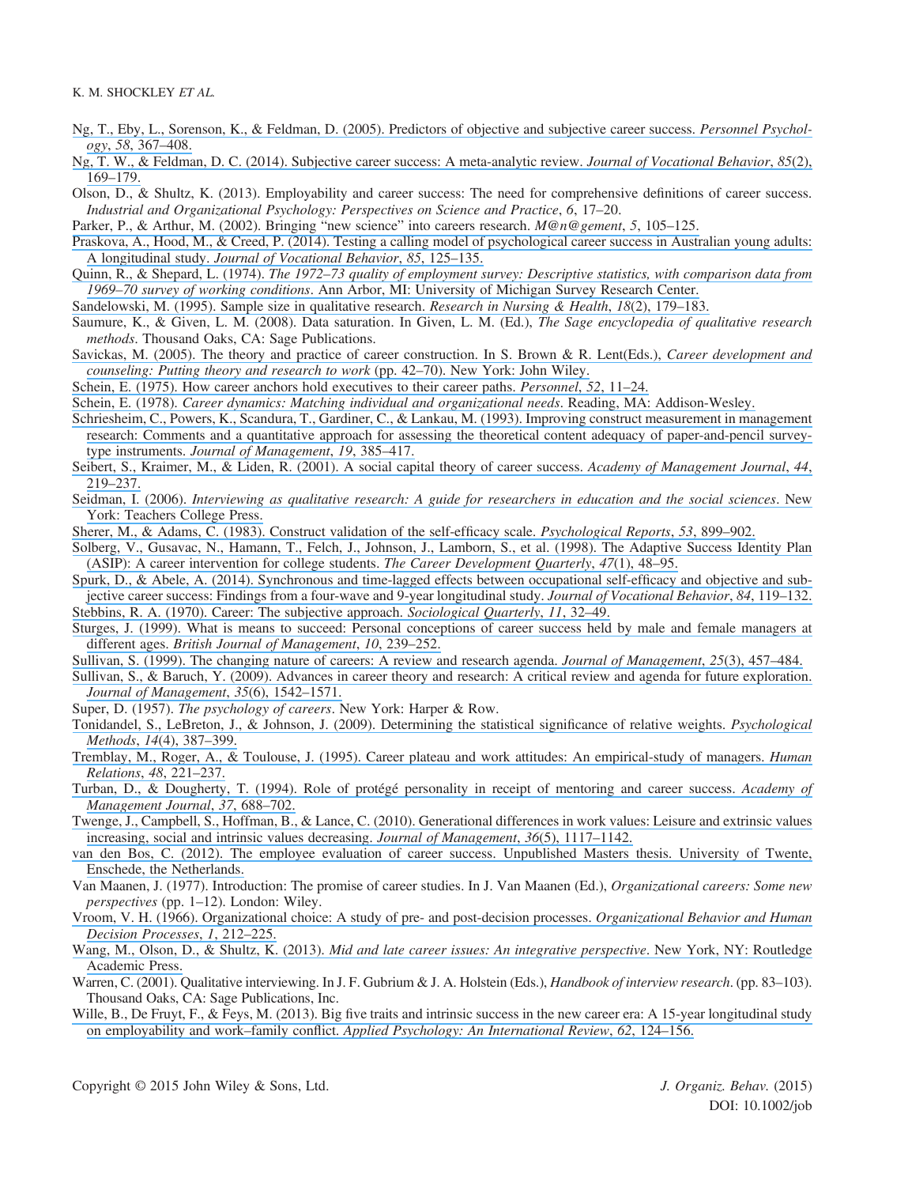Ng, T., Eby, L., Sorenson, K., & Feldman, D. (2005). Predictors of objective and subjective career success. *Personnel Psychology*, *58*, 367–408.

Ng, T. W., & Feldman, D. C. (2014). Subjective career success: A meta-analytic review. *Journal of Vocational Behavior*, *85*(2), 169–179.

Olson, D., & Shultz, K. (2013). Employability and career success: The need for comprehensive definitions of career success. *Industrial and Organizational Psychology: Perspectives on Science and Practice*, *6*, 17–20.

Parker, P., & Arthur, M. (2002). Bringing "new science" into careers research. *M@n@gement*, *5*, 105–125.

Praskova, A., Hood, M., & Creed, P. (2014). Testing a calling model of psychological career success in Australian young adults: A longitudinal study. *Journal of Vocational Behavior*, *85*, 125–135.

Quinn, R., & Shepard, L. (1974). *The 1972–73 quality of employment survey: Descriptive statistics, with comparison data from 1969–70 survey of working conditions*. Ann Arbor, MI: University of Michigan Survey Research Center.

Sandelowski, M. (1995). Sample size in qualitative research. *Research in Nursing & Health*, *18*(2), 179–183.

Saumure, K., & Given, L. M. (2008). Data saturation. In Given, L. M. (Ed.), *The Sage encyclopedia of qualitative research methods*. Thousand Oaks, CA: Sage Publications.

Savickas, M. (2005). The theory and practice of career construction. In S. Brown & R. Lent(Eds.), *Career development and counseling: Putting theory and research to work* (pp. 42–70). New York: John Wiley.

Schein, E. (1975). How career anchors hold executives to their career paths. *Personnel*, *52*, 11–24.

Schein, E. (1978). *Career dynamics: Matching individual and organizational needs*. Reading, MA: Addison-Wesley.

Schriesheim, C., Powers, K., Scandura, T., Gardiner, C., & Lankau, M. (1993). Improving construct measurement in management research: Comments and a quantitative approach for assessing the theoretical content adequacy of paper-and-pencil survey-type instruments. *Journal of Management*, *19*, 385–417.

Seibert, S., Kraimer, M., & Liden, R. (2001). A social capital theory of career success. *Academy of Management Journal*, *44*, 219–237.

Seidman, I. (2006). *Interviewing as qualitative research: A guide for researchers in education and the social sciences*. New York: Teachers College Press.

Sherer, M., & Adams, C. (1983). Construct validation of the self-efficacy scale. *Psychological Reports*, *53*, 899–902.

Solberg, V., Gusavac, N., Hamann, T., Felch, J., Johnson, J., Lamborn, S., et al. (1998). The Adaptive Success Identity Plan (ASIP): A career intervention for college students. *The Career Development Quarterly*, *47*(1), 48–95.

Spurk, D., & Abele, A. (2014). Synchronous and time-lagged effects between occupational self-efficacy and objective and subjective career success: Findings from a four-wave and 9-year longitudinal study. *Journal of Vocational Behavior*, *84*, 119–132.

Stebbins, R. A. (1970). Career: The subjective approach. *Sociological Quarterly*, *11*, 32–49.

Sturges, J. (1999). What is means to succeed: Personal conceptions of career success held by male and female managers at different ages. *British Journal of Management*, *10*, 239–252.

Sullivan, S. (1999). The changing nature of careers: A review and research agenda. *Journal of Management*, *25*(3), 457–484.

Sullivan, S., & Baruch, Y. (2009). Advances in career theory and research: A critical review and agenda for future exploration. *Journal of Management*, *35*(6), 1542–1571.

Super, D. (1957). *The psychology of careers*. New York: Harper & Row.

Tonidandel, S., LeBreton, J., & Johnson, J. (2009). Determining the statistical significance of relative weights. *Psychological Methods*, *14*(4), 387–399.

Tremblay, M., Roger, A., & Toulouse, J. (1995). Career plateau and work attitudes: An empirical-study of managers. *Human Relations*, *48*, 221–237.

Turban, D., & Dougherty, T. (1994). Role of protégé personality in receipt of mentoring and career success. *Academy of Management Journal*, *37*, 688–702.

Twenge, J., Campbell, S., Hoffman, B., & Lance, C. (2010). Generational differences in work values: Leisure and extrinsic values increasing, social and intrinsic values decreasing. *Journal of Management*, *36*(5), 1117–1142.

van den Bos, C. (2012). The employee evaluation of career success. Unpublished Masters thesis. University of Twente, Enschede, the Netherlands.

Van Maanen, J. (1977). Introduction: The promise of career studies. In J. Van Maanen (Ed.), *Organizational careers: Some new perspectives* (pp. 1–12). London: Wiley.

Vroom, V. H. (1966). Organizational choice: A study of pre- and post-decision processes. *Organizational Behavior and Human Decision Processes*, *1*, 212–225.

Wang, M., Olson, D., & Shultz, K. (2013). *Mid and late career issues: An integrative perspective*. New York, NY: Routledge Academic Press.

Warren, C. (2001). Qualitative interviewing. In J. F. Gubrium & J. A. Holstein (Eds.), *Handbook of interview research*. (pp. 83–103). Thousand Oaks, CA: Sage Publications, Inc.

Wille, B., De Fruyt, F., & Feys, M. (2013). Big five traits and intrinsic success in the new career era: A 15-year longitudinal study on employability and work–family conflict. *Applied Psychology: An International Review*, *62*, 124–156.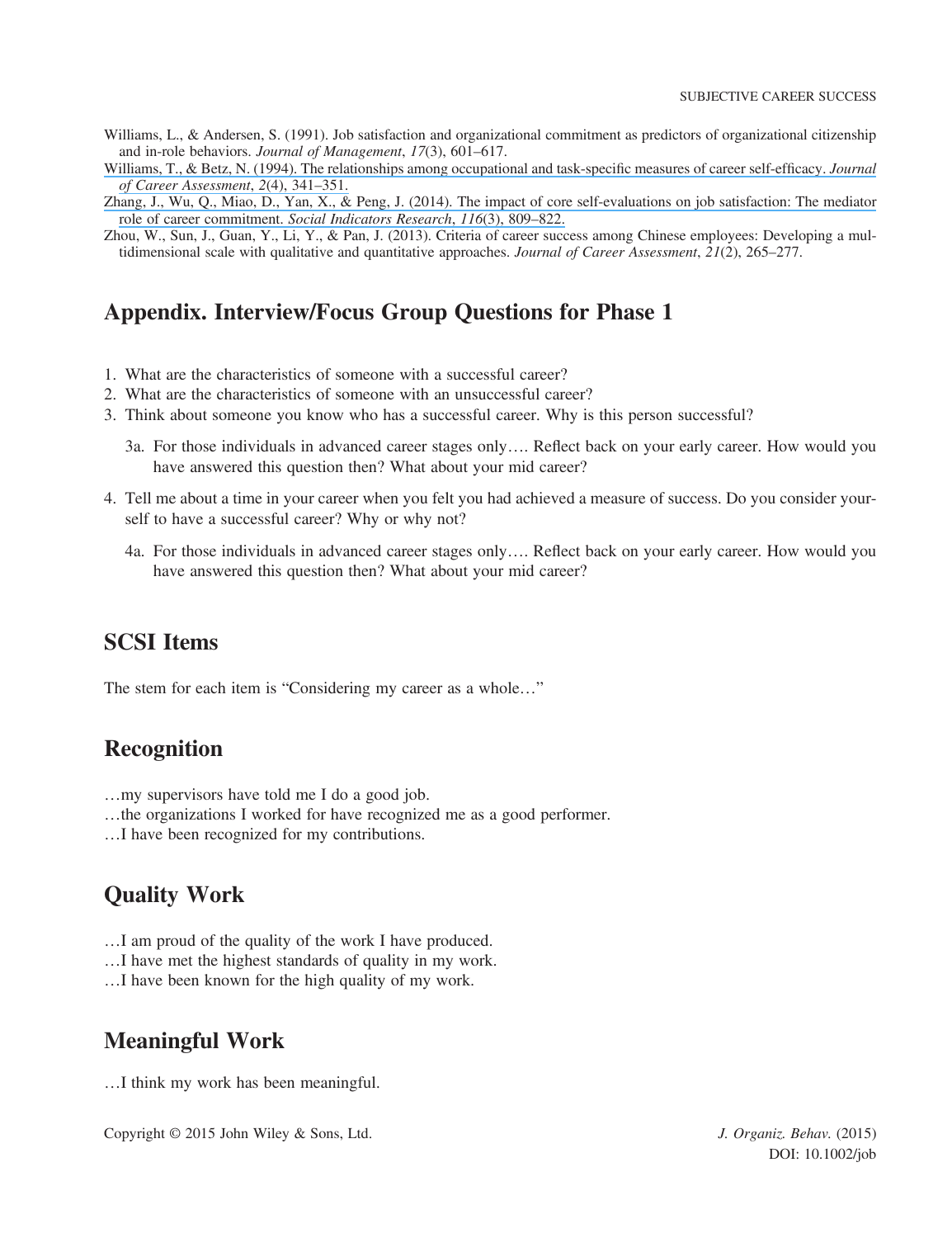Williams, L., & Andersen, S. (1991). Job satisfaction and organizational commitment as predictors of organizational citizenship and in-role behaviors. *Journal of Management*, *17*(3), 601–617.

Williams, T., & Betz, N. (1994). The relationships among occupational and task-specific measures of career self-efficacy. *Journal of Career Assessment*, *2*(4), 341–351.

Zhang, J., Wu, Q., Miao, D., Yan, X., & Peng, J. (2014). The impact of core self-evaluations on job satisfaction: The mediator role of career commitment. *Social Indicators Research*, *116*(3), 809–822.

Zhou, W., Sun, J., Guan, Y., Li, Y., & Pan, J. (2013). Criteria of career success among Chinese employees: Developing a multidimensional scale with qualitative and quantitative approaches. *Journal of Career Assessment*, *21*(2), 265–277.

## Appendix. Interview/Focus Group Questions for Phase 1

1. What are the characteristics of someone with a successful career?
2. What are the characteristics of someone with an unsuccessful career?
3. Think about someone you know who has a successful career. Why is this person successful?

   3a. For those individuals in advanced career stages only…. Reflect back on your early career. How would you have answered this question then? What about your mid career?

4. Tell me about a time in your career when you felt you had achieved a measure of success. Do you consider yourself to have a successful career? Why or why not?

   4a. For those individuals in advanced career stages only…. Reflect back on your early career. How would you have answered this question then? What about your mid career?

## SCSI Items

The stem for each item is "Considering my career as a whole…"

## Recognition

…my supervisors have told me I do a good job.
…the organizations I worked for have recognized me as a good performer.
…I have been recognized for my contributions.

## Quality Work

…I am proud of the quality of the work I have produced.
…I have met the highest standards of quality in my work.
…I have been known for the high quality of my work.

## Meaningful Work

…I think my work has been meaningful.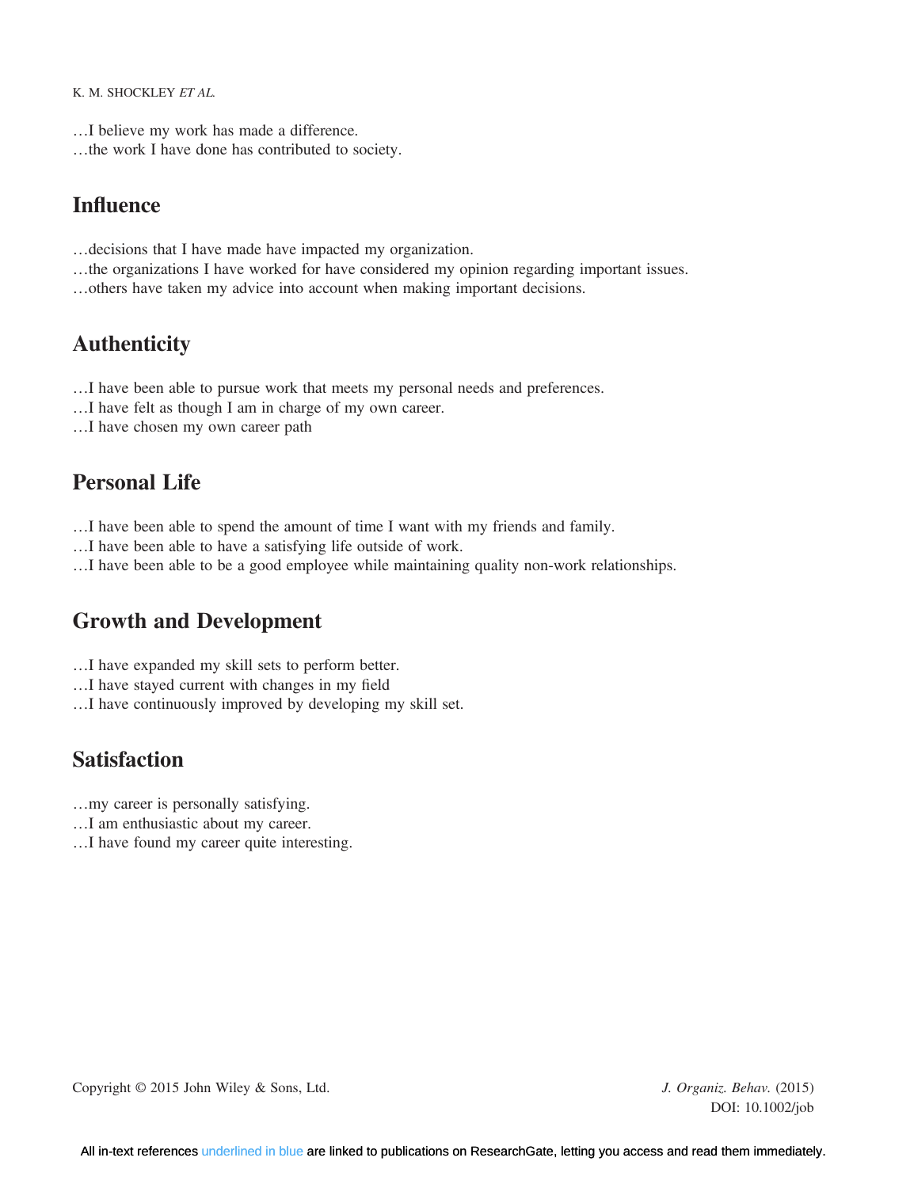…I believe my work has made a difference.
…the work I have done has contributed to society.

## Influence

…decisions that I have made have impacted my organization.
…the organizations I have worked for have considered my opinion regarding important issues.
…others have taken my advice into account when making important decisions.

## Authenticity

…I have been able to pursue work that meets my personal needs and preferences.
…I have felt as though I am in charge of my own career.
…I have chosen my own career path

## Personal Life

…I have been able to spend the amount of time I want with my friends and family.
…I have been able to have a satisfying life outside of work.
…I have been able to be a good employee while maintaining quality non-work relationships.

## Growth and Development

…I have expanded my skill sets to perform better.
…I have stayed current with changes in my field
…I have continuously improved by developing my skill set.

## Satisfaction

…my career is personally satisfying.
…I am enthusiastic about my career.
…I have found my career quite interesting.